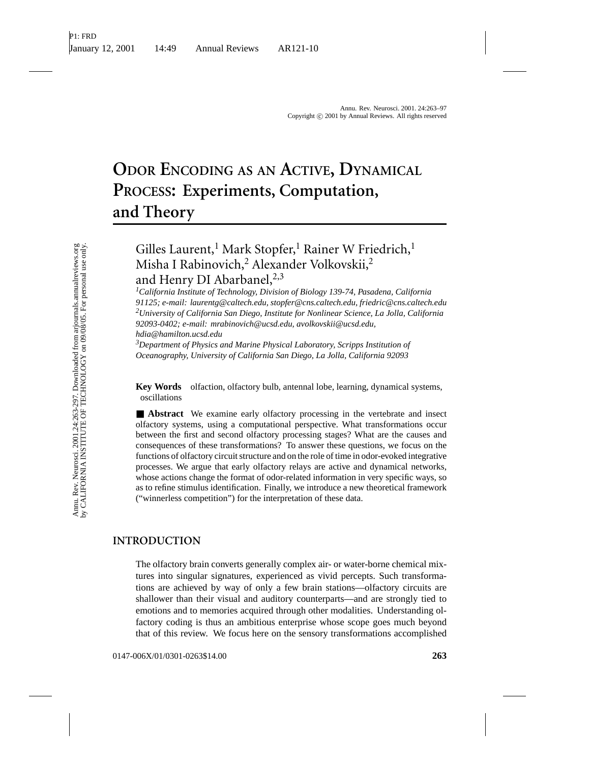# Odor Encoding as an Active, Dynamical Process: Experiments, Computation, and Theory

Gilles Laurent,[1] Mark Stopfer,[1] Rainer W Friedrich,[1] Misha I Rabinovich,[2] Alexander Volkovskii,[2] and Henry DI Abarbanel,[2,3]

[1]*California Institute of Technology, Division of Biology 139-74, Pasadena, California 91125; e-mail: laurentg@caltech.edu, stopfer@cns.caltech.edu, friedric@cns.caltech.edu*
[2]*University of California San Diego, Institute for Nonlinear Science, La Jolla, California 92093-0402; e-mail: mrabinovich@ucsd.edu, avolkovskii@ucsd.edu, hdia@hamilton.ucsd.edu*
[3]*Department of Physics and Marine Physical Laboratory, Scripps Institution of Oceanography, University of California San Diego, La Jolla, California 92093*

**Key Words** olfaction, olfactory bulb, antennal lobe, learning, dynamical systems, oscillations

■ **Abstract** We examine early olfactory processing in the vertebrate and insect olfactory systems, using a computational perspective. What transformations occur between the first and second olfactory processing stages? What are the causes and consequences of these transformations? To answer these questions, we focus on the functions of olfactory circuit structure and on the role of time in odor-evoked integrative processes. We argue that early olfactory relays are active and dynamical networks, whose actions change the format of odor-related information in very specific ways, so as to refine stimulus identification. Finally, we introduce a new theoretical framework ("winnerless competition") for the interpretation of these data.

## INTRODUCTION

The olfactory brain converts generally complex air- or water-borne chemical mixtures into singular signatures, experienced as vivid percepts. Such transformations are achieved by way of only a few brain stations—olfactory circuits are shallower than their visual and auditory counterparts—and are strongly tied to emotions and to memories acquired through other modalities. Understanding olfactory coding is thus an ambitious enterprise whose scope goes much beyond that of this review. We focus here on the sensory transformations accomplished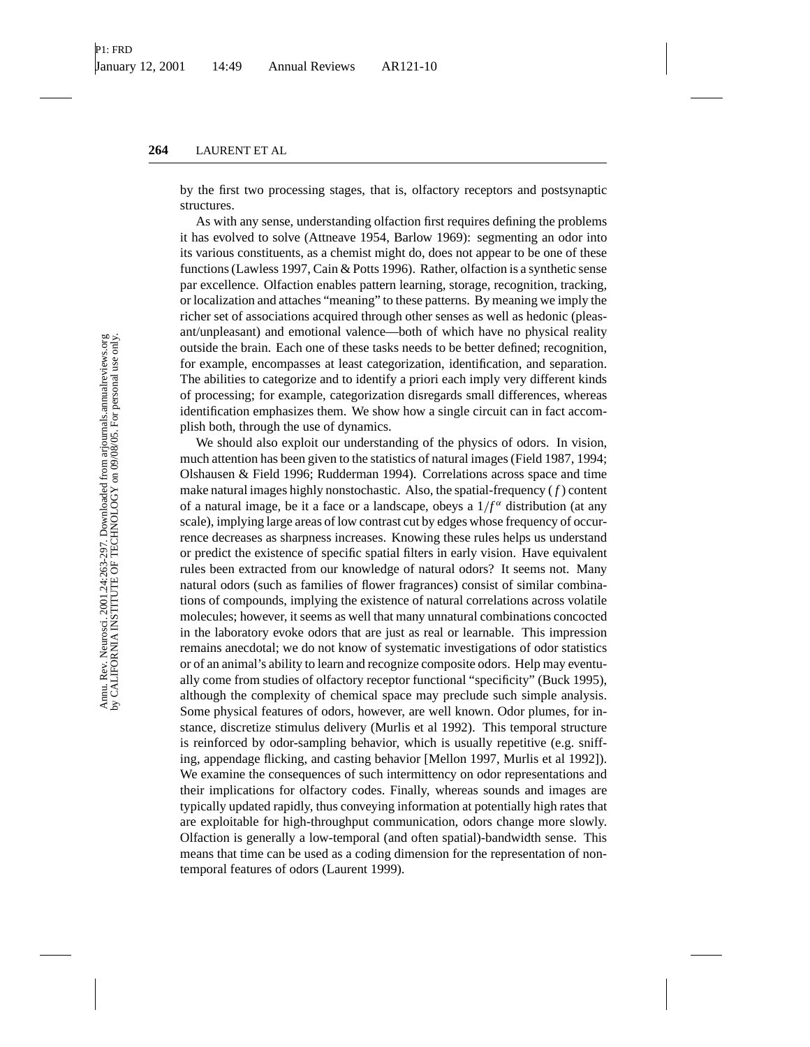by the first two processing stages, that is, olfactory receptors and postsynaptic structures.

As with any sense, understanding olfaction first requires defining the problems it has evolved to solve (Attneave 1954, Barlow 1969): segmenting an odor into its various constituents, as a chemist might do, does not appear to be one of these functions (Lawless 1997, Cain & Potts 1996). Rather, olfaction is a synthetic sense par excellence. Olfaction enables pattern learning, storage, recognition, tracking, or localization and attaches "meaning" to these patterns. By meaning we imply the richer set of associations acquired through other senses as well as hedonic (pleasant/unpleasant) and emotional valence—both of which have no physical reality outside the brain. Each one of these tasks needs to be better defined; recognition, for example, encompasses at least categorization, identification, and separation. The abilities to categorize and to identify a priori each imply very different kinds of processing; for example, categorization disregards small differences, whereas identification emphasizes them. We show how a single circuit can in fact accomplish both, through the use of dynamics.

We should also exploit our understanding of the physics of odors. In vision, much attention has been given to the statistics of natural images (Field 1987, 1994; Olshausen & Field 1996; Rudderman 1994). Correlations across space and time make natural images highly nonstochastic. Also, the spatial-frequency ($f$) content of a natural image, be it a face or a landscape, obeys a $1/f^{\alpha}$ distribution (at any scale), implying large areas of low contrast cut by edges whose frequency of occurrence decreases as sharpness increases. Knowing these rules helps us understand or predict the existence of specific spatial filters in early vision. Have equivalent rules been extracted from our knowledge of natural odors? It seems not. Many natural odors (such as families of flower fragrances) consist of similar combinations of compounds, implying the existence of natural correlations across volatile molecules; however, it seems as well that many unnatural combinations concocted in the laboratory evoke odors that are just as real or learnable. This impression remains anecdotal; we do not know of systematic investigations of odor statistics or of an animal's ability to learn and recognize composite odors. Help may eventually come from studies of olfactory receptor functional "specificity" (Buck 1995), although the complexity of chemical space may preclude such simple analysis. Some physical features of odors, however, are well known. Odor plumes, for instance, discretize stimulus delivery (Murlis et al 1992). This temporal structure is reinforced by odor-sampling behavior, which is usually repetitive (e.g. sniffing, appendage flicking, and casting behavior [Mellon 1997, Murlis et al 1992]). We examine the consequences of such intermittency on odor representations and their implications for olfactory codes. Finally, whereas sounds and images are typically updated rapidly, thus conveying information at potentially high rates that are exploitable for high-throughput communication, odors change more slowly. Olfaction is generally a low-temporal (and often spatial)-bandwidth sense. This means that time can be used as a coding dimension for the representation of non-temporal features of odors (Laurent 1999).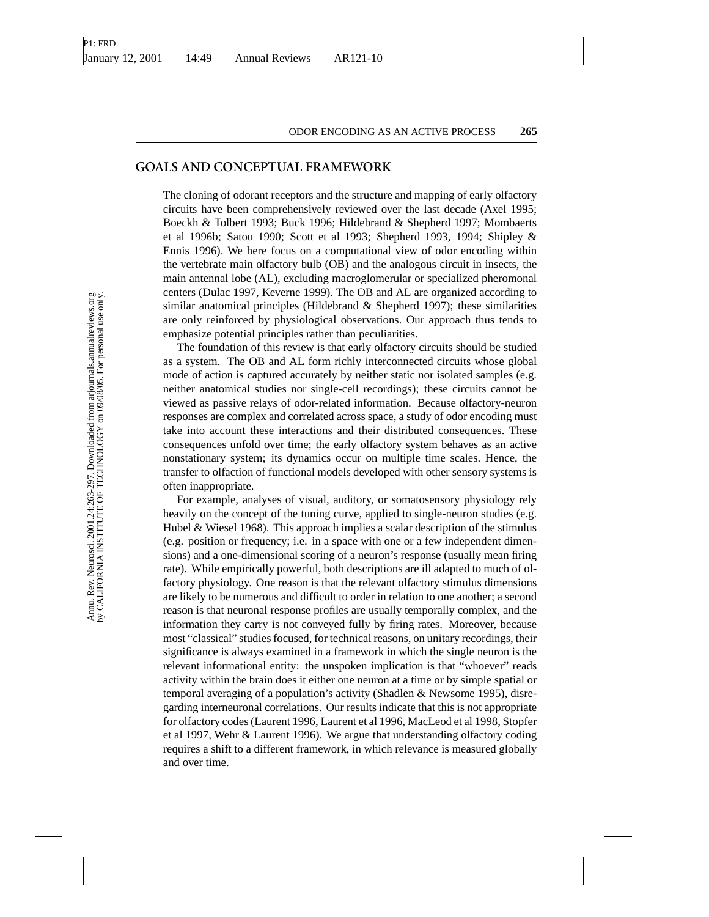## GOALS AND CONCEPTUAL FRAMEWORK

The cloning of odorant receptors and the structure and mapping of early olfactory circuits have been comprehensively reviewed over the last decade (Axel 1995; Boeckh & Tolbert 1993; Buck 1996; Hildebrand & Shepherd 1997; Mombaerts et al 1996b; Satou 1990; Scott et al 1993; Shepherd 1993, 1994; Shipley & Ennis 1996). We here focus on a computational view of odor encoding within the vertebrate main olfactory bulb (OB) and the analogous circuit in insects, the main antennal lobe (AL), excluding macroglomerular or specialized pheromonal centers (Dulac 1997, Keverne 1999). The OB and AL are organized according to similar anatomical principles (Hildebrand & Shepherd 1997); these similarities are only reinforced by physiological observations. Our approach thus tends to emphasize potential principles rather than peculiarities.

The foundation of this review is that early olfactory circuits should be studied as a system. The OB and AL form richly interconnected circuits whose global mode of action is captured accurately by neither static nor isolated samples (e.g. neither anatomical studies nor single-cell recordings); these circuits cannot be viewed as passive relays of odor-related information. Because olfactory-neuron responses are complex and correlated across space, a study of odor encoding must take into account these interactions and their distributed consequences. These consequences unfold over time; the early olfactory system behaves as an active nonstationary system; its dynamics occur on multiple time scales. Hence, the transfer to olfaction of functional models developed with other sensory systems is often inappropriate.

For example, analyses of visual, auditory, or somatosensory physiology rely heavily on the concept of the tuning curve, applied to single-neuron studies (e.g. Hubel & Wiesel 1968). This approach implies a scalar description of the stimulus (e.g. position or frequency; i.e. in a space with one or a few independent dimensions) and a one-dimensional scoring of a neuron's response (usually mean firing rate). While empirically powerful, both descriptions are ill adapted to much of olfactory physiology. One reason is that the relevant olfactory stimulus dimensions are likely to be numerous and difficult to order in relation to one another; a second reason is that neuronal response profiles are usually temporally complex, and the information they carry is not conveyed fully by firing rates. Moreover, because most "classical" studies focused, for technical reasons, on unitary recordings, their significance is always examined in a framework in which the single neuron is the relevant informational entity: the unspoken implication is that "whoever" reads activity within the brain does it either one neuron at a time or by simple spatial or temporal averaging of a population's activity (Shadlen & Newsome 1995), disregarding interneuronal correlations. Our results indicate that this is not appropriate for olfactory codes (Laurent 1996, Laurent et al 1996, MacLeod et al 1998, Stopfer et al 1997, Wehr & Laurent 1996). We argue that understanding olfactory coding requires a shift to a different framework, in which relevance is measured globally and over time.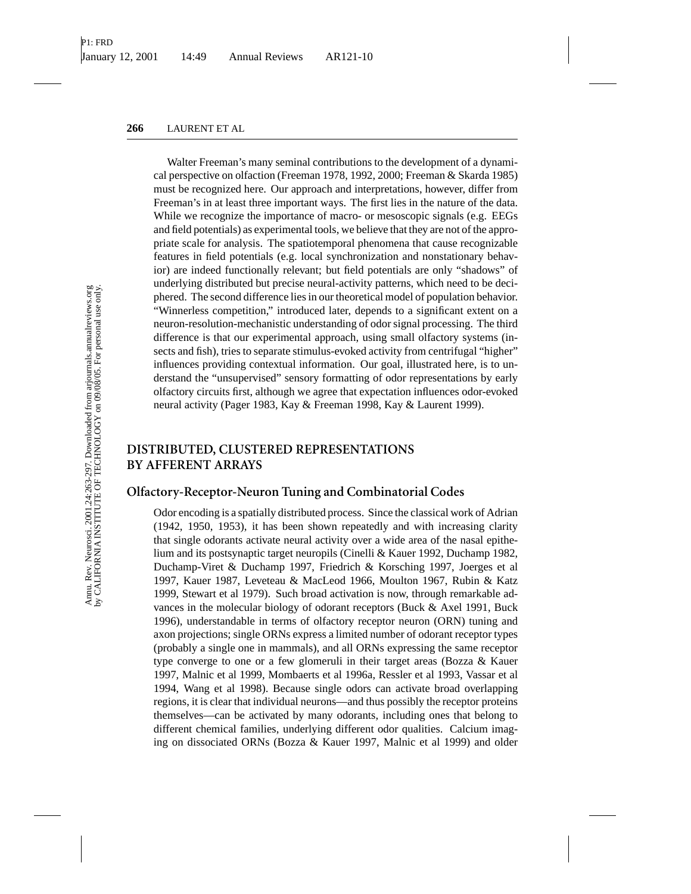Walter Freeman's many seminal contributions to the development of a dynamical perspective on olfaction (Freeman 1978, 1992, 2000; Freeman & Skarda 1985) must be recognized here. Our approach and interpretations, however, differ from Freeman's in at least three important ways. The first lies in the nature of the data. While we recognize the importance of macro- or mesoscopic signals (e.g. EEGs and field potentials) as experimental tools, we believe that they are not of the appropriate scale for analysis. The spatiotemporal phenomena that cause recognizable features in field potentials (e.g. local synchronization and nonstationary behavior) are indeed functionally relevant; but field potentials are only "shadows" of underlying distributed but precise neural-activity patterns, which need to be deciphered. The second difference lies in our theoretical model of population behavior. "Winnerless competition," introduced later, depends to a significant extent on a neuron-resolution-mechanistic understanding of odor signal processing. The third difference is that our experimental approach, using small olfactory systems (insects and fish), tries to separate stimulus-evoked activity from centrifugal "higher" influences providing contextual information. Our goal, illustrated here, is to understand the "unsupervised" sensory formatting of odor representations by early olfactory circuits first, although we agree that expectation influences odor-evoked neural activity (Pager 1983, Kay & Freeman 1998, Kay & Laurent 1999).

## DISTRIBUTED, CLUSTERED REPRESENTATIONS BY AFFERENT ARRAYS

### Olfactory-Receptor-Neuron Tuning and Combinatorial Codes

Odor encoding is a spatially distributed process. Since the classical work of Adrian (1942, 1950, 1953), it has been shown repeatedly and with increasing clarity that single odorants activate neural activity over a wide area of the nasal epithelium and its postsynaptic target neuropils (Cinelli & Kauer 1992, Duchamp 1982, Duchamp-Viret & Duchamp 1997, Friedrich & Korsching 1997, Joerges et al 1997, Kauer 1987, Leveteau & MacLeod 1966, Moulton 1967, Rubin & Katz 1999, Stewart et al 1979). Such broad activation is now, through remarkable advances in the molecular biology of odorant receptors (Buck & Axel 1991, Buck 1996), understandable in terms of olfactory receptor neuron (ORN) tuning and axon projections; single ORNs express a limited number of odorant receptor types (probably a single one in mammals), and all ORNs expressing the same receptor type converge to one or a few glomeruli in their target areas (Bozza & Kauer 1997, Malnic et al 1999, Mombaerts et al 1996a, Ressler et al 1993, Vassar et al 1994, Wang et al 1998). Because single odors can activate broad overlapping regions, it is clear that individual neurons—and thus possibly the receptor proteins themselves—can be activated by many odorants, including ones that belong to different chemical families, underlying different odor qualities. Calcium imaging on dissociated ORNs (Bozza & Kauer 1997, Malnic et al 1999) and older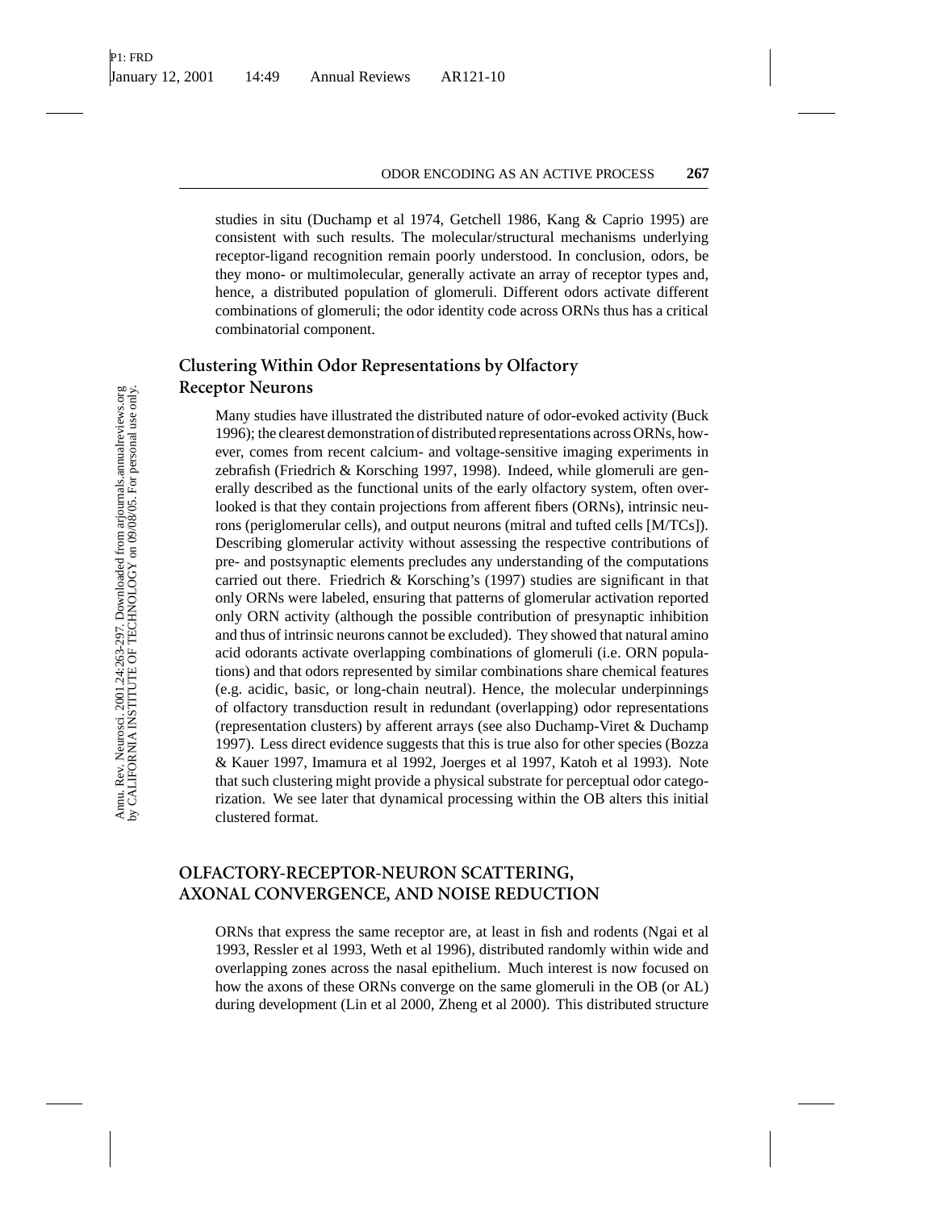studies in situ (Duchamp et al 1974, Getchell 1986, Kang & Caprio 1995) are consistent with such results. The molecular/structural mechanisms underlying receptor-ligand recognition remain poorly understood. In conclusion, odors, be they mono- or multimolecular, generally activate an array of receptor types and, hence, a distributed population of glomeruli. Different odors activate different combinations of glomeruli; the odor identity code across ORNs thus has a critical combinatorial component.

### Clustering Within Odor Representations by Olfactory Receptor Neurons

Many studies have illustrated the distributed nature of odor-evoked activity (Buck 1996); the clearest demonstration of distributed representations across ORNs, however, comes from recent calcium- and voltage-sensitive imaging experiments in zebrafish (Friedrich & Korsching 1997, 1998). Indeed, while glomeruli are generally described as the functional units of the early olfactory system, often overlooked is that they contain projections from afferent fibers (ORNs), intrinsic neurons (periglomerular cells), and output neurons (mitral and tufted cells [M/TCs]). Describing glomerular activity without assessing the respective contributions of pre- and postsynaptic elements precludes any understanding of the computations carried out there. Friedrich & Korsching's (1997) studies are significant in that only ORNs were labeled, ensuring that patterns of glomerular activation reported only ORN activity (although the possible contribution of presynaptic inhibition and thus of intrinsic neurons cannot be excluded). They showed that natural amino acid odorants activate overlapping combinations of glomeruli (i.e. ORN populations) and that odors represented by similar combinations share chemical features (e.g. acidic, basic, or long-chain neutral). Hence, the molecular underpinnings of olfactory transduction result in redundant (overlapping) odor representations (representation clusters) by afferent arrays (see also Duchamp-Viret & Duchamp 1997). Less direct evidence suggests that this is true also for other species (Bozza & Kauer 1997, Imamura et al 1992, Joerges et al 1997, Katoh et al 1993). Note that such clustering might provide a physical substrate for perceptual odor categorization. We see later that dynamical processing within the OB alters this initial clustered format.

## OLFACTORY-RECEPTOR-NEURON SCATTERING, AXONAL CONVERGENCE, AND NOISE REDUCTION

ORNs that express the same receptor are, at least in fish and rodents (Ngai et al 1993, Ressler et al 1993, Weth et al 1996), distributed randomly within wide and overlapping zones across the nasal epithelium. Much interest is now focused on how the axons of these ORNs converge on the same glomeruli in the OB (or AL) during development (Lin et al 2000, Zheng et al 2000). This distributed structure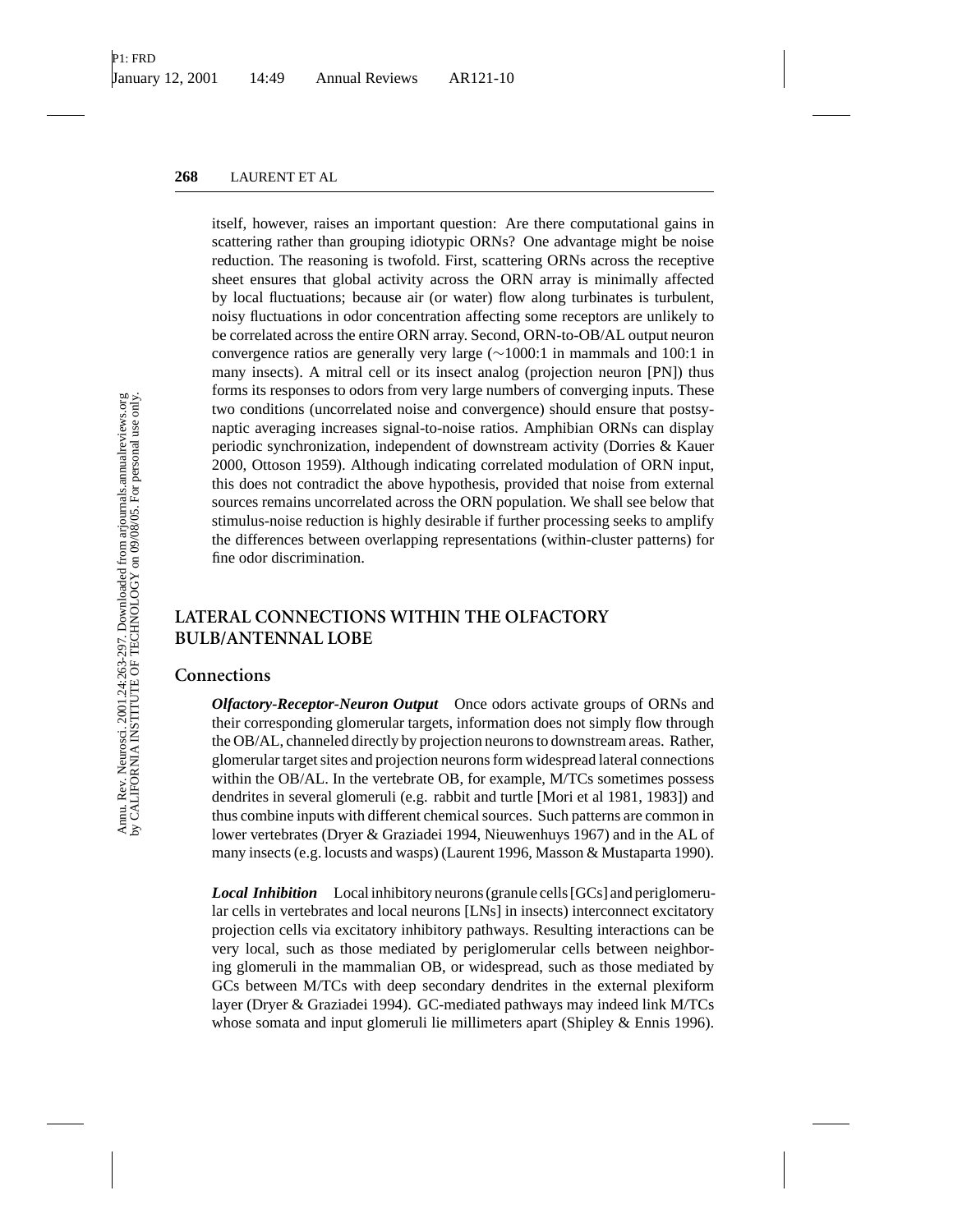itself, however, raises an important question: Are there computational gains in scattering rather than grouping idiotypic ORNs? One advantage might be noise reduction. The reasoning is twofold. First, scattering ORNs across the receptive sheet ensures that global activity across the ORN array is minimally affected by local fluctuations; because air (or water) flow along turbinates is turbulent, noisy fluctuations in odor concentration affecting some receptors are unlikely to be correlated across the entire ORN array. Second, ORN-to-OB/AL output neuron convergence ratios are generally very large ($\sim$1000:1 in mammals and 100:1 in many insects). A mitral cell or its insect analog (projection neuron [PN]) thus forms its responses to odors from very large numbers of converging inputs. These two conditions (uncorrelated noise and convergence) should ensure that postsynaptic averaging increases signal-to-noise ratios. Amphibian ORNs can display periodic synchronization, independent of downstream activity (Dorries & Kauer 2000, Ottoson 1959). Although indicating correlated modulation of ORN input, this does not contradict the above hypothesis, provided that noise from external sources remains uncorrelated across the ORN population. We shall see below that stimulus-noise reduction is highly desirable if further processing seeks to amplify the differences between overlapping representations (within-cluster patterns) for fine odor discrimination.

## LATERAL CONNECTIONS WITHIN THE OLFACTORY BULB/ANTENNAL LOBE

### Connections

***Olfactory-Receptor-Neuron Output*** Once odors activate groups of ORNs and their corresponding glomerular targets, information does not simply flow through the OB/AL, channeled directly by projection neurons to downstream areas. Rather, glomerular target sites and projection neurons form widespread lateral connections within the OB/AL. In the vertebrate OB, for example, M/TCs sometimes possess dendrites in several glomeruli (e.g. rabbit and turtle [Mori et al 1981, 1983]) and thus combine inputs with different chemical sources. Such patterns are common in lower vertebrates (Dryer & Graziadei 1994, Nieuwenhuys 1967) and in the AL of many insects (e.g. locusts and wasps) (Laurent 1996, Masson & Mustaparta 1990).

***Local Inhibition*** Local inhibitory neurons (granule cells [GCs] and periglomerular cells in vertebrates and local neurons [LNs] in insects) interconnect excitatory projection cells via excitatory inhibitory pathways. Resulting interactions can be very local, such as those mediated by periglomerular cells between neighboring glomeruli in the mammalian OB, or widespread, such as those mediated by GCs between M/TCs with deep secondary dendrites in the external plexiform layer (Dryer & Graziadei 1994). GC-mediated pathways may indeed link M/TCs whose somata and input glomeruli lie millimeters apart (Shipley & Ennis 1996).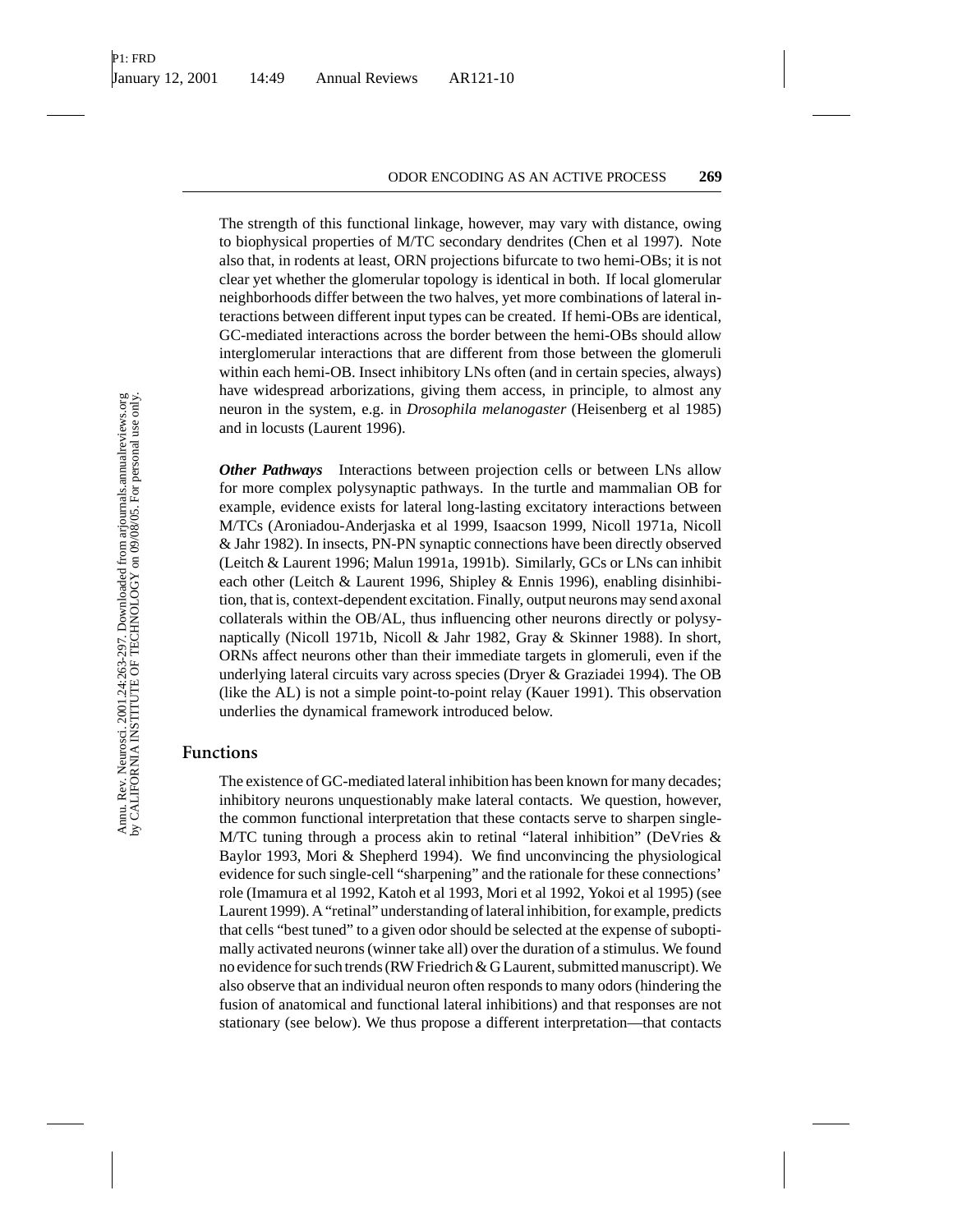The strength of this functional linkage, however, may vary with distance, owing to biophysical properties of M/TC secondary dendrites (Chen et al 1997). Note also that, in rodents at least, ORN projections bifurcate to two hemi-OBs; it is not clear yet whether the glomerular topology is identical in both. If local glomerular neighborhoods differ between the two halves, yet more combinations of lateral interactions between different input types can be created. If hemi-OBs are identical, GC-mediated interactions across the border between the hemi-OBs should allow interglomerular interactions that are different from those between the glomeruli within each hemi-OB. Insect inhibitory LNs often (and in certain species, always) have widespread arborizations, giving them access, in principle, to almost any neuron in the system, e.g. in *Drosophila melanogaster* (Heisenberg et al 1985) and in locusts (Laurent 1996).

***Other Pathways*** Interactions between projection cells or between LNs allow for more complex polysynaptic pathways. In the turtle and mammalian OB for example, evidence exists for lateral long-lasting excitatory interactions between M/TCs (Aroniadou-Anderjaska et al 1999, Isaacson 1999, Nicoll 1971a, Nicoll & Jahr 1982). In insects, PN-PN synaptic connections have been directly observed (Leitch & Laurent 1996; Malun 1991a, 1991b). Similarly, GCs or LNs can inhibit each other (Leitch & Laurent 1996, Shipley & Ennis 1996), enabling disinhibition, that is, context-dependent excitation. Finally, output neurons may send axonal collaterals within the OB/AL, thus influencing other neurons directly or polysynaptically (Nicoll 1971b, Nicoll & Jahr 1982, Gray & Skinner 1988). In short, ORNs affect neurons other than their immediate targets in glomeruli, even if the underlying lateral circuits vary across species (Dryer & Graziadei 1994). The OB (like the AL) is not a simple point-to-point relay (Kauer 1991). This observation underlies the dynamical framework introduced below.

## Functions

The existence of GC-mediated lateral inhibition has been known for many decades; inhibitory neurons unquestionably make lateral contacts. We question, however, the common functional interpretation that these contacts serve to sharpen single-M/TC tuning through a process akin to retinal "lateral inhibition" (DeVries & Baylor 1993, Mori & Shepherd 1994). We find unconvincing the physiological evidence for such single-cell "sharpening" and the rationale for these connections' role (Imamura et al 1992, Katoh et al 1993, Mori et al 1992, Yokoi et al 1995) (see Laurent 1999). A "retinal" understanding of lateral inhibition, for example, predicts that cells "best tuned" to a given odor should be selected at the expense of suboptimally activated neurons (winner take all) over the duration of a stimulus. We found no evidence for such trends (RW Friedrich & G Laurent, submitted manuscript). We also observe that an individual neuron often responds to many odors (hindering the fusion of anatomical and functional lateral inhibitions) and that responses are not stationary (see below). We thus propose a different interpretation—that contacts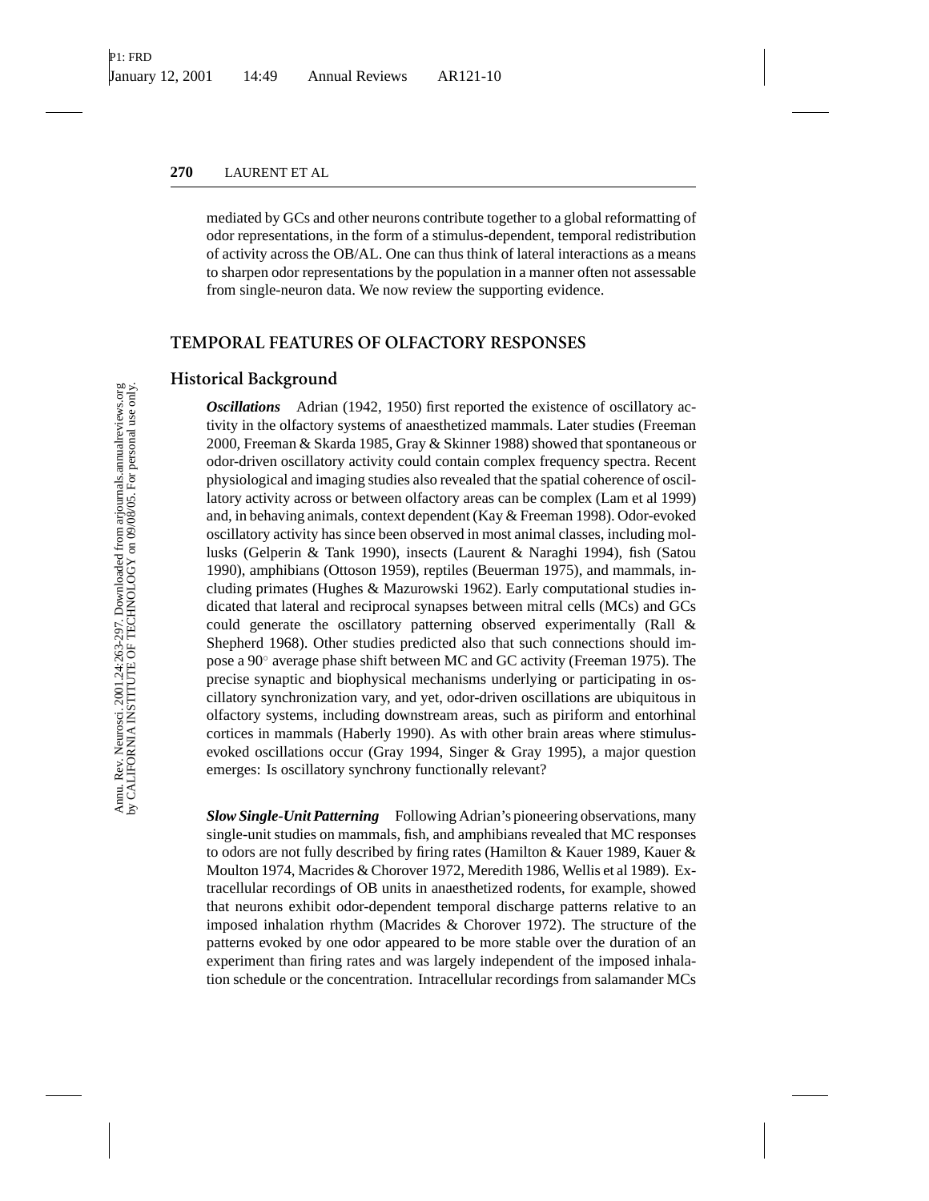mediated by GCs and other neurons contribute together to a global reformatting of odor representations, in the form of a stimulus-dependent, temporal redistribution of activity across the OB/AL. One can thus think of lateral interactions as a means to sharpen odor representations by the population in a manner often not assessable from single-neuron data. We now review the supporting evidence.

## TEMPORAL FEATURES OF OLFACTORY RESPONSES

### Historical Background

***Oscillations*** Adrian (1942, 1950) first reported the existence of oscillatory activity in the olfactory systems of anaesthetized mammals. Later studies (Freeman 2000, Freeman & Skarda 1985, Gray & Skinner 1988) showed that spontaneous or odor-driven oscillatory activity could contain complex frequency spectra. Recent physiological and imaging studies also revealed that the spatial coherence of oscillatory activity across or between olfactory areas can be complex (Lam et al 1999) and, in behaving animals, context dependent (Kay & Freeman 1998). Odor-evoked oscillatory activity has since been observed in most animal classes, including mollusks (Gelperin & Tank 1990), insects (Laurent & Naraghi 1994), fish (Satou 1990), amphibians (Ottoson 1959), reptiles (Beuerman 1975), and mammals, including primates (Hughes & Mazurowski 1962). Early computational studies indicated that lateral and reciprocal synapses between mitral cells (MCs) and GCs could generate the oscillatory patterning observed experimentally (Rall & Shepherd 1968). Other studies predicted also that such connections should impose a $90^\circ$ average phase shift between MC and GC activity (Freeman 1975). The precise synaptic and biophysical mechanisms underlying or participating in oscillatory synchronization vary, and yet, odor-driven oscillations are ubiquitous in olfactory systems, including downstream areas, such as piriform and entorhinal cortices in mammals (Haberly 1990). As with other brain areas where stimulus-evoked oscillations occur (Gray 1994, Singer & Gray 1995), a major question emerges: Is oscillatory synchrony functionally relevant?

***Slow Single-Unit Patterning*** Following Adrian's pioneering observations, many single-unit studies on mammals, fish, and amphibians revealed that MC responses to odors are not fully described by firing rates (Hamilton & Kauer 1989, Kauer & Moulton 1974, Macrides & Chorover 1972, Meredith 1986, Wellis et al 1989). Extracellular recordings of OB units in anaesthetized rodents, for example, showed that neurons exhibit odor-dependent temporal discharge patterns relative to an imposed inhalation rhythm (Macrides & Chorover 1972). The structure of the patterns evoked by one odor appeared to be more stable over the duration of an experiment than firing rates and was largely independent of the imposed inhalation schedule or the concentration. Intracellular recordings from salamander MCs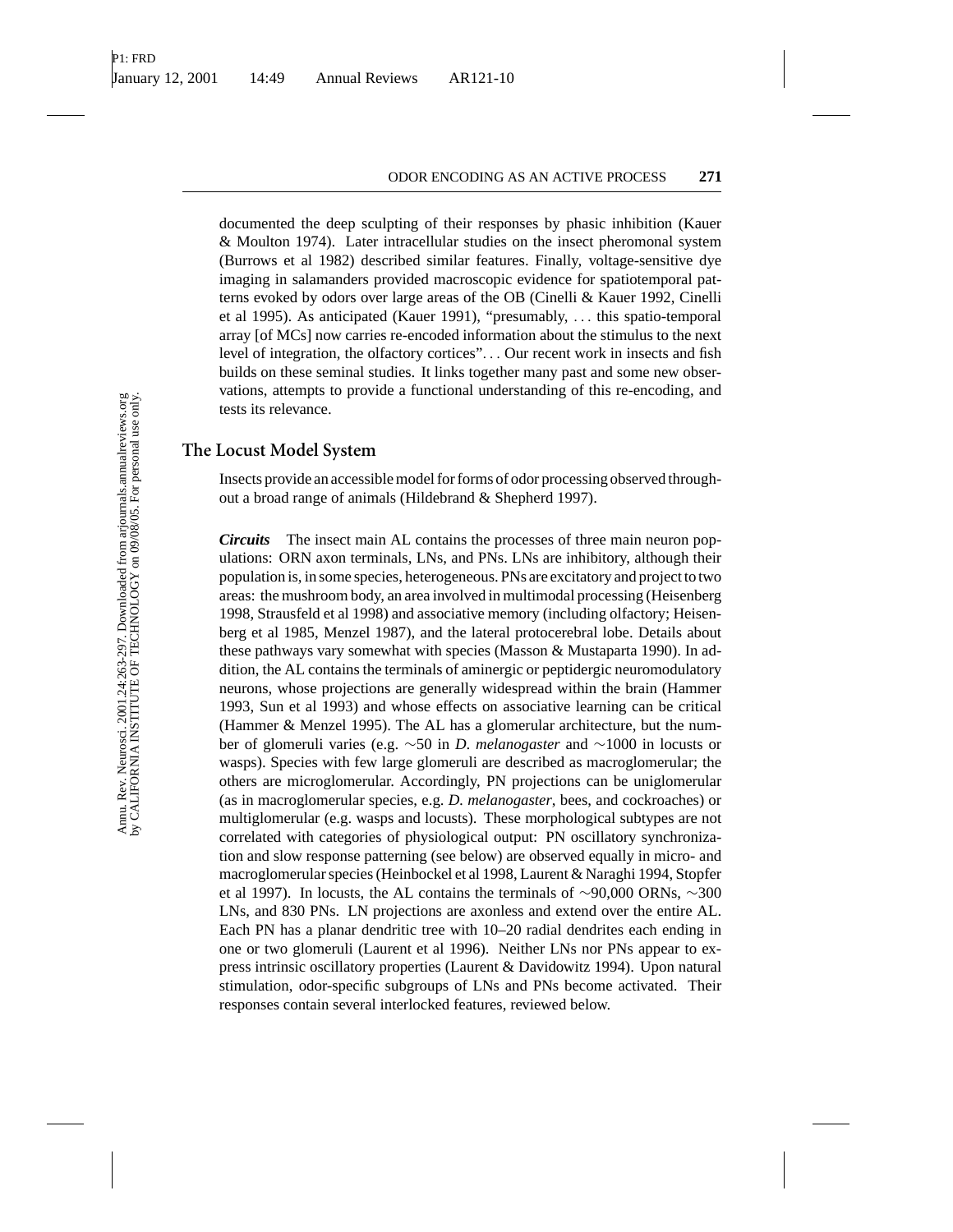documented the deep sculpting of their responses by phasic inhibition (Kauer & Moulton 1974). Later intracellular studies on the insect pheromonal system (Burrows et al 1982) described similar features. Finally, voltage-sensitive dye imaging in salamanders provided macroscopic evidence for spatiotemporal patterns evoked by odors over large areas of the OB (Cinelli & Kauer 1992, Cinelli et al 1995). As anticipated (Kauer 1991), "presumably, ... this spatio-temporal array [of MCs] now carries re-encoded information about the stimulus to the next level of integration, the olfactory cortices"... Our recent work in insects and fish builds on these seminal studies. It links together many past and some new observations, attempts to provide a functional understanding of this re-encoding, and tests its relevance.

## The Locust Model System

Insects provide an accessible model for forms of odor processing observed throughout a broad range of animals (Hildebrand & Shepherd 1997).

***Circuits*** The insect main AL contains the processes of three main neuron populations: ORN axon terminals, LNs, and PNs. LNs are inhibitory, although their population is, in some species, heterogeneous. PNs are excitatory and project to two areas: the mushroom body, an area involved in multimodal processing (Heisenberg 1998, Strausfeld et al 1998) and associative memory (including olfactory; Heisenberg et al 1985, Menzel 1987), and the lateral protocerebral lobe. Details about these pathways vary somewhat with species (Masson & Mustaparta 1990). In addition, the AL contains the terminals of aminergic or peptidergic neuromodulatory neurons, whose projections are generally widespread within the brain (Hammer 1993, Sun et al 1993) and whose effects on associative learning can be critical (Hammer & Menzel 1995). The AL has a glomerular architecture, but the number of glomeruli varies (e.g. ~50 in *D. melanogaster* and ~1000 in locusts or wasps). Species with few large glomeruli are described as macroglomerular; the others are microglomerular. Accordingly, PN projections can be uniglomerular (as in macroglomerular species, e.g. *D. melanogaster*, bees, and cockroaches) or multiglomerular (e.g. wasps and locusts). These morphological subtypes are not correlated with categories of physiological output: PN oscillatory synchronization and slow response patterning (see below) are observed equally in micro- and macroglomerular species (Heinbockel et al 1998, Laurent & Naraghi 1994, Stopfer et al 1997). In locusts, the AL contains the terminals of ~90,000 ORNs, ~300 LNs, and 830 PNs. LN projections are axonless and extend over the entire AL. Each PN has a planar dendritic tree with 10–20 radial dendrites each ending in one or two glomeruli (Laurent et al 1996). Neither LNs nor PNs appear to express intrinsic oscillatory properties (Laurent & Davidowitz 1994). Upon natural stimulation, odor-specific subgroups of LNs and PNs become activated. Their responses contain several interlocked features, reviewed below.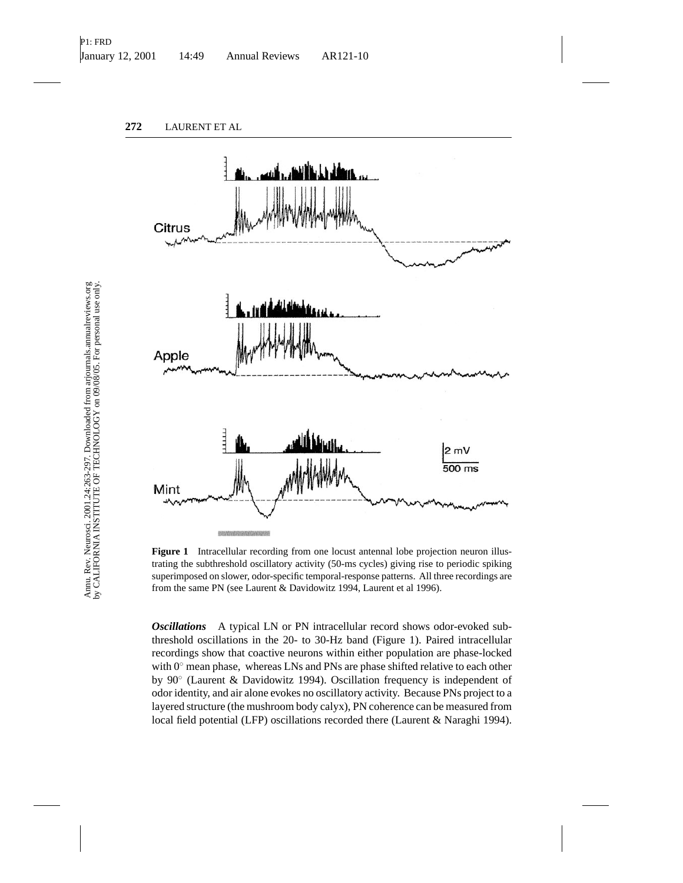**Figure 1** Intracellular recording from one locust antennal lobe projection neuron illustrating the subthreshold oscillatory activity (50-ms cycles) giving rise to periodic spiking superimposed on slower, odor-specific temporal-response patterns. All three recordings are from the same PN (see Laurent & Davidowitz 1994, Laurent et al 1996).

***Oscillations*** A typical LN or PN intracellular record shows odor-evoked subthreshold oscillations in the 20- to 30-Hz band (Figure 1). Paired intracellular recordings show that coactive neurons within either population are phase-locked with $0^\circ$ mean phase, whereas LNs and PNs are phase shifted relative to each other by $90^\circ$ (Laurent & Davidowitz 1994). Oscillation frequency is independent of odor identity, and air alone evokes no oscillatory activity. Because PNs project to a layered structure (the mushroom body calyx), PN coherence can be measured from local field potential (LFP) oscillations recorded there (Laurent & Naraghi 1994).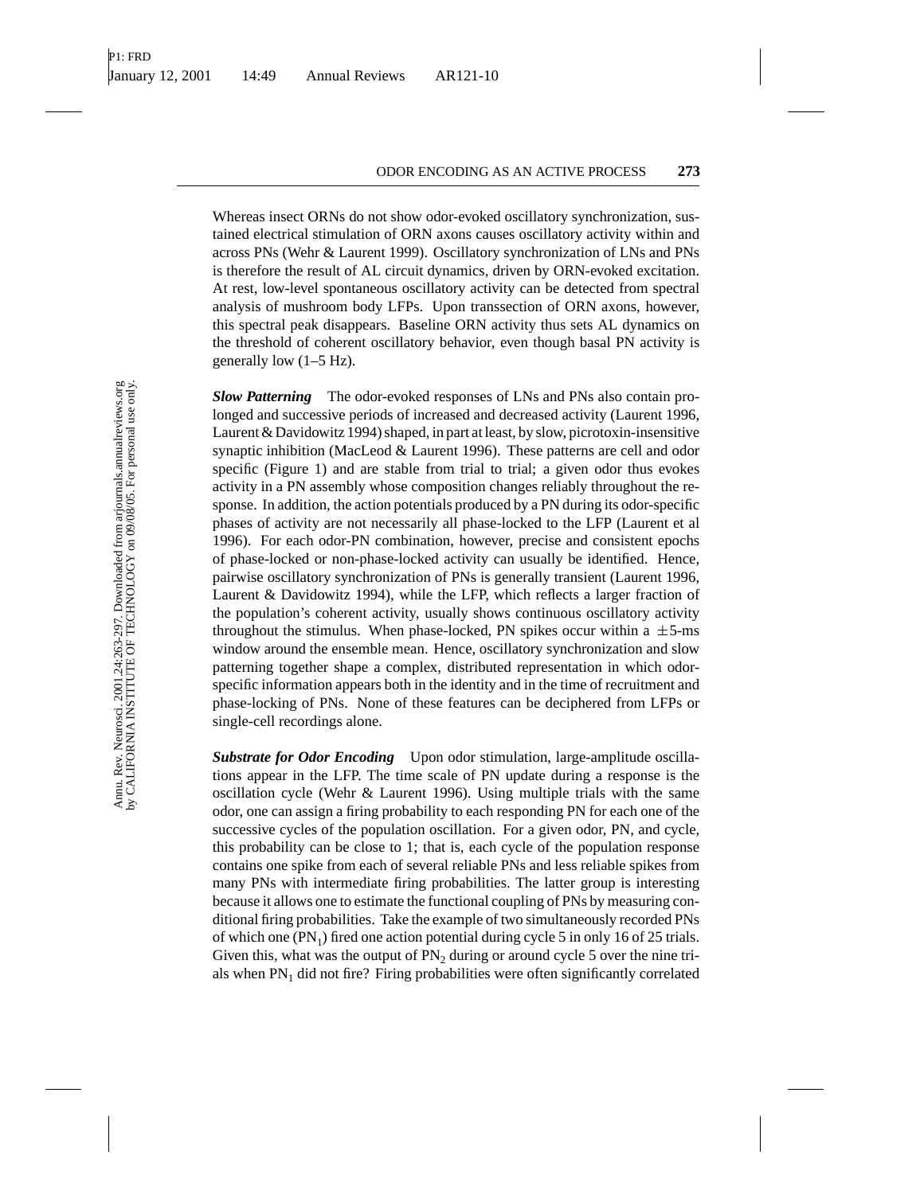Whereas insect ORNs do not show odor-evoked oscillatory synchronization, sustained electrical stimulation of ORN axons causes oscillatory activity within and across PNs (Wehr & Laurent 1999). Oscillatory synchronization of LNs and PNs is therefore the result of AL circuit dynamics, driven by ORN-evoked excitation. At rest, low-level spontaneous oscillatory activity can be detected from spectral analysis of mushroom body LFPs. Upon transsection of ORN axons, however, this spectral peak disappears. Baseline ORN activity thus sets AL dynamics on the threshold of coherent oscillatory behavior, even though basal PN activity is generally low (1–5 Hz).

***Slow Patterning*** The odor-evoked responses of LNs and PNs also contain prolonged and successive periods of increased and decreased activity (Laurent 1996, Laurent & Davidowitz 1994) shaped, in part at least, by slow, picrotoxin-insensitive synaptic inhibition (MacLeod & Laurent 1996). These patterns are cell and odor specific (Figure 1) and are stable from trial to trial; a given odor thus evokes activity in a PN assembly whose composition changes reliably throughout the response. In addition, the action potentials produced by a PN during its odor-specific phases of activity are not necessarily all phase-locked to the LFP (Laurent et al 1996). For each odor-PN combination, however, precise and consistent epochs of phase-locked or non-phase-locked activity can usually be identified. Hence, pairwise oscillatory synchronization of PNs is generally transient (Laurent 1996, Laurent & Davidowitz 1994), while the LFP, which reflects a larger fraction of the population's coherent activity, usually shows continuous oscillatory activity throughout the stimulus. When phase-locked, PN spikes occur within a $\pm$5-ms window around the ensemble mean. Hence, oscillatory synchronization and slow patterning together shape a complex, distributed representation in which odor-specific information appears both in the identity and in the time of recruitment and phase-locking of PNs. None of these features can be deciphered from LFPs or single-cell recordings alone.

***Substrate for Odor Encoding*** Upon odor stimulation, large-amplitude oscillations appear in the LFP. The time scale of PN update during a response is the oscillation cycle (Wehr & Laurent 1996). Using multiple trials with the same odor, one can assign a firing probability to each responding PN for each one of the successive cycles of the population oscillation. For a given odor, PN, and cycle, this probability can be close to 1; that is, each cycle of the population response contains one spike from each of several reliable PNs and less reliable spikes from many PNs with intermediate firing probabilities. The latter group is interesting because it allows one to estimate the functional coupling of PNs by measuring conditional firing probabilities. Take the example of two simultaneously recorded PNs of which one ($PN_1$) fired one action potential during cycle 5 in only 16 of 25 trials. Given this, what was the output of $PN_2$ during or around cycle 5 over the nine trials when $PN_1$ did not fire? Firing probabilities were often significantly correlated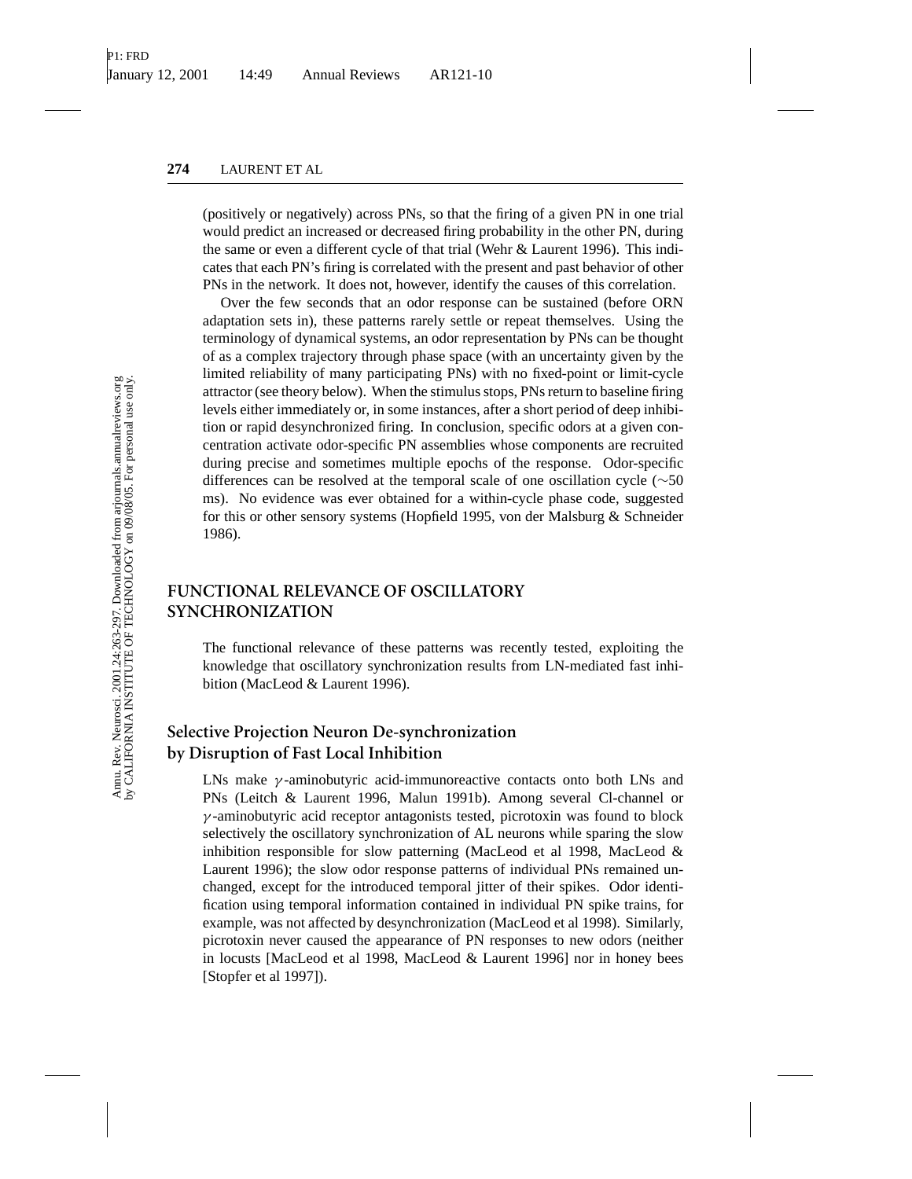(positively or negatively) across PNs, so that the firing of a given PN in one trial would predict an increased or decreased firing probability in the other PN, during the same or even a different cycle of that trial (Wehr & Laurent 1996). This indicates that each PN's firing is correlated with the present and past behavior of other PNs in the network. It does not, however, identify the causes of this correlation.

Over the few seconds that an odor response can be sustained (before ORN adaptation sets in), these patterns rarely settle or repeat themselves. Using the terminology of dynamical systems, an odor representation by PNs can be thought of as a complex trajectory through phase space (with an uncertainty given by the limited reliability of many participating PNs) with no fixed-point or limit-cycle attractor (see theory below). When the stimulus stops, PNs return to baseline firing levels either immediately or, in some instances, after a short period of deep inhibition or rapid desynchronized firing. In conclusion, specific odors at a given concentration activate odor-specific PN assemblies whose components are recruited during precise and sometimes multiple epochs of the response. Odor-specific differences can be resolved at the temporal scale of one oscillation cycle ($\sim$50 ms). No evidence was ever obtained for a within-cycle phase code, suggested for this or other sensory systems (Hopfield 1995, von der Malsburg & Schneider 1986).

## FUNCTIONAL RELEVANCE OF OSCILLATORY SYNCHRONIZATION

The functional relevance of these patterns was recently tested, exploiting the knowledge that oscillatory synchronization results from LN-mediated fast inhibition (MacLeod & Laurent 1996).

### Selective Projection Neuron De-synchronization by Disruption of Fast Local Inhibition

LNs make $\gamma$-aminobutyric acid-immunoreactive contacts onto both LNs and PNs (Leitch & Laurent 1996, Malun 1991b). Among several Cl-channel or $\gamma$-aminobutyric acid receptor antagonists tested, picrotoxin was found to block selectively the oscillatory synchronization of AL neurons while sparing the slow inhibition responsible for slow patterning (MacLeod et al 1998, MacLeod & Laurent 1996); the slow odor response patterns of individual PNs remained unchanged, except for the introduced temporal jitter of their spikes. Odor identification using temporal information contained in individual PN spike trains, for example, was not affected by desynchronization (MacLeod et al 1998). Similarly, picrotoxin never caused the appearance of PN responses to new odors (neither in locusts [MacLeod et al 1998, MacLeod & Laurent 1996] nor in honey bees [Stopfer et al 1997]).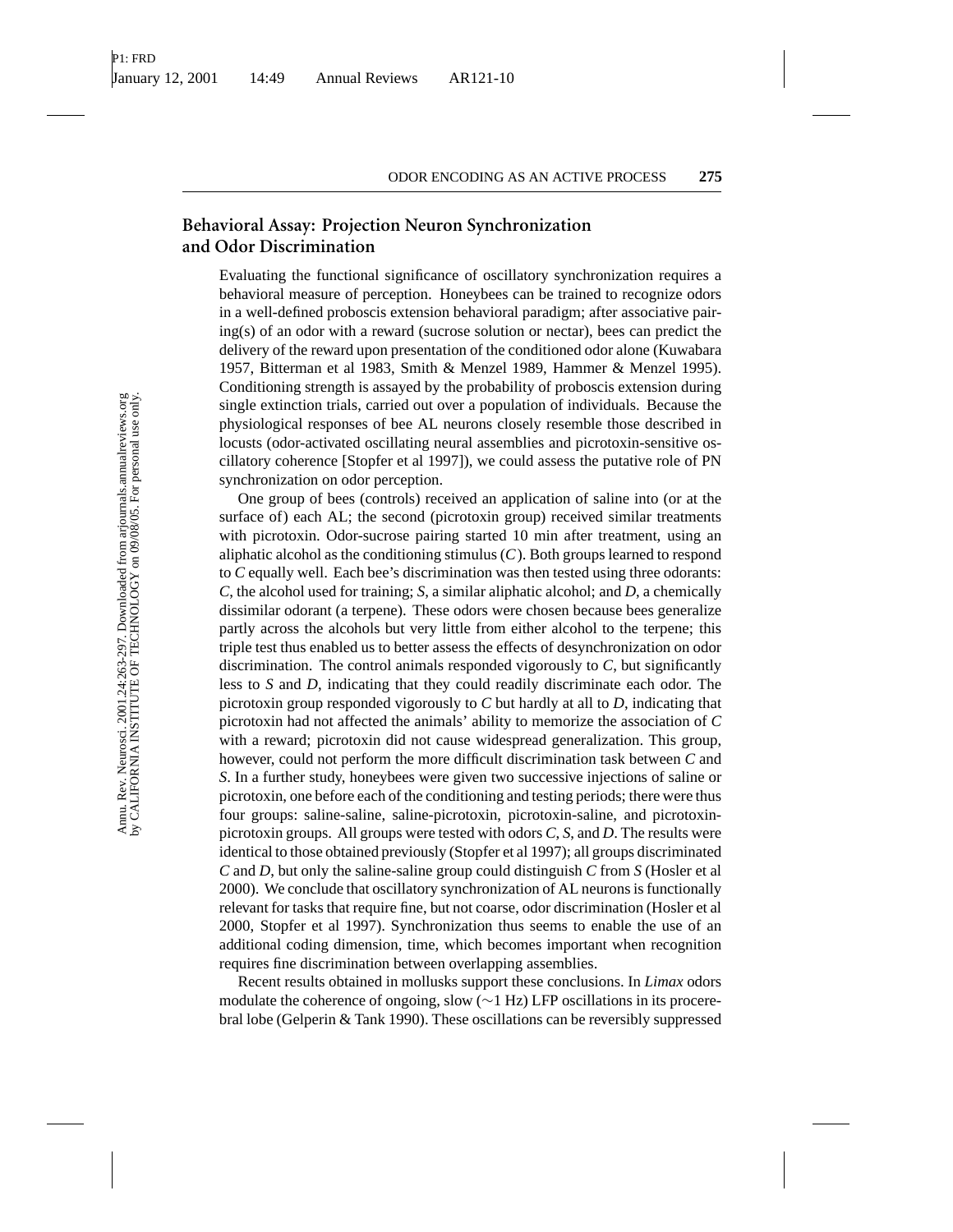## Behavioral Assay: Projection Neuron Synchronization and Odor Discrimination

Evaluating the functional significance of oscillatory synchronization requires a behavioral measure of perception. Honeybees can be trained to recognize odors in a well-defined proboscis extension behavioral paradigm; after associative pairing(s) of an odor with a reward (sucrose solution or nectar), bees can predict the delivery of the reward upon presentation of the conditioned odor alone (Kuwabara 1957, Bitterman et al 1983, Smith & Menzel 1989, Hammer & Menzel 1995). Conditioning strength is assayed by the probability of proboscis extension during single extinction trials, carried out over a population of individuals. Because the physiological responses of bee AL neurons closely resemble those described in locusts (odor-activated oscillating neural assemblies and picrotoxin-sensitive oscillatory coherence [Stopfer et al 1997]), we could assess the putative role of PN synchronization on odor perception.

One group of bees (controls) received an application of saline into (or at the surface of) each AL; the second (picrotoxin group) received similar treatments with picrotoxin. Odor-sucrose pairing started 10 min after treatment, using an aliphatic alcohol as the conditioning stimulus (*C*). Both groups learned to respond to *C* equally well. Each bee's discrimination was then tested using three odorants: *C*, the alcohol used for training; *S*, a similar aliphatic alcohol; and *D*, a chemically dissimilar odorant (a terpene). These odors were chosen because bees generalize partly across the alcohols but very little from either alcohol to the terpene; this triple test thus enabled us to better assess the effects of desynchronization on odor discrimination. The control animals responded vigorously to *C*, but significantly less to *S* and *D*, indicating that they could readily discriminate each odor. The picrotoxin group responded vigorously to *C* but hardly at all to *D*, indicating that picrotoxin had not affected the animals' ability to memorize the association of *C* with a reward; picrotoxin did not cause widespread generalization. This group, however, could not perform the more difficult discrimination task between *C* and *S*. In a further study, honeybees were given two successive injections of saline or picrotoxin, one before each of the conditioning and testing periods; there were thus four groups: saline-saline, saline-picrotoxin, picrotoxin-saline, and picrotoxin-picrotoxin groups. All groups were tested with odors *C*, *S*, and *D*. The results were identical to those obtained previously (Stopfer et al 1997); all groups discriminated *C* and *D*, but only the saline-saline group could distinguish *C* from *S* (Hosler et al 2000). We conclude that oscillatory synchronization of AL neurons is functionally relevant for tasks that require fine, but not coarse, odor discrimination (Hosler et al 2000, Stopfer et al 1997). Synchronization thus seems to enable the use of an additional coding dimension, time, which becomes important when recognition requires fine discrimination between overlapping assemblies.

Recent results obtained in mollusks support these conclusions. In *Limax* odors modulate the coherence of ongoing, slow (~1 Hz) LFP oscillations in its procerebral lobe (Gelperin & Tank 1990). These oscillations can be reversibly suppressed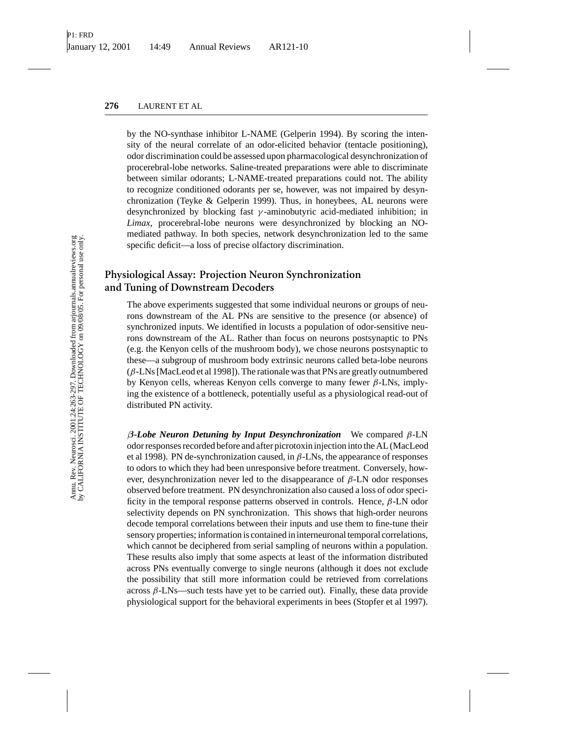by the NO-synthase inhibitor L-NAME (Gelperin 1994). By scoring the intensity of the neural correlate of an odor-elicited behavior (tentacle positioning), odor discrimination could be assessed upon pharmacological desynchronization of procerebral-lobe networks. Saline-treated preparations were able to discriminate between similar odorants; L-NAME-treated preparations could not. The ability to recognize conditioned odorants per se, however, was not impaired by desynchronization (Teyke & Gelperin 1999). Thus, in honeybees, AL neurons were desynchronized by blocking fast $\gamma$-aminobutyric acid-mediated inhibition; in *Limax*, procerebral-lobe neurons were desynchronized by blocking an NO-mediated pathway. In both species, network desynchronization led to the same specific deficit—a loss of precise olfactory discrimination.

## Physiological Assay: Projection Neuron Synchronization and Tuning of Downstream Decoders

The above experiments suggested that some individual neurons or groups of neurons downstream of the AL PNs are sensitive to the presence (or absence) of synchronized inputs. We identified in locusts a population of odor-sensitive neurons downstream of the AL. Rather than focus on neurons postsynaptic to PNs (e.g. the Kenyon cells of the mushroom body), we chose neurons postsynaptic to these—a subgroup of mushroom body extrinsic neurons called beta-lobe neurons ($\beta$-LNs [MacLeod et al 1998]). The rationale was that PNs are greatly outnumbered by Kenyon cells, whereas Kenyon cells converge to many fewer $\beta$-LNs, implying the existence of a bottleneck, potentially useful as a physiological read-out of distributed PN activity.

***$\beta$-Lobe Neuron Detuning by Input Desynchronization*** We compared $\beta$-LN odor responses recorded before and after picrotoxin injection into the AL (MacLeod et al 1998). PN de-synchronization caused, in $\beta$-LNs, the appearance of responses to odors to which they had been unresponsive before treatment. Conversely, however, desynchronization never led to the disappearance of $\beta$-LN odor responses observed before treatment. PN desynchronization also caused a loss of odor specificity in the temporal response patterns observed in controls. Hence, $\beta$-LN odor selectivity depends on PN synchronization. This shows that high-order neurons decode temporal correlations between their inputs and use them to fine-tune their sensory properties; information is contained in interneuronal temporal correlations, which cannot be deciphered from serial sampling of neurons within a population. These results also imply that some aspects at least of the information distributed across PNs eventually converge to single neurons (although it does not exclude the possibility that still more information could be retrieved from correlations across $\beta$-LNs—such tests have yet to be carried out). Finally, these data provide physiological support for the behavioral experiments in bees (Stopfer et al 1997).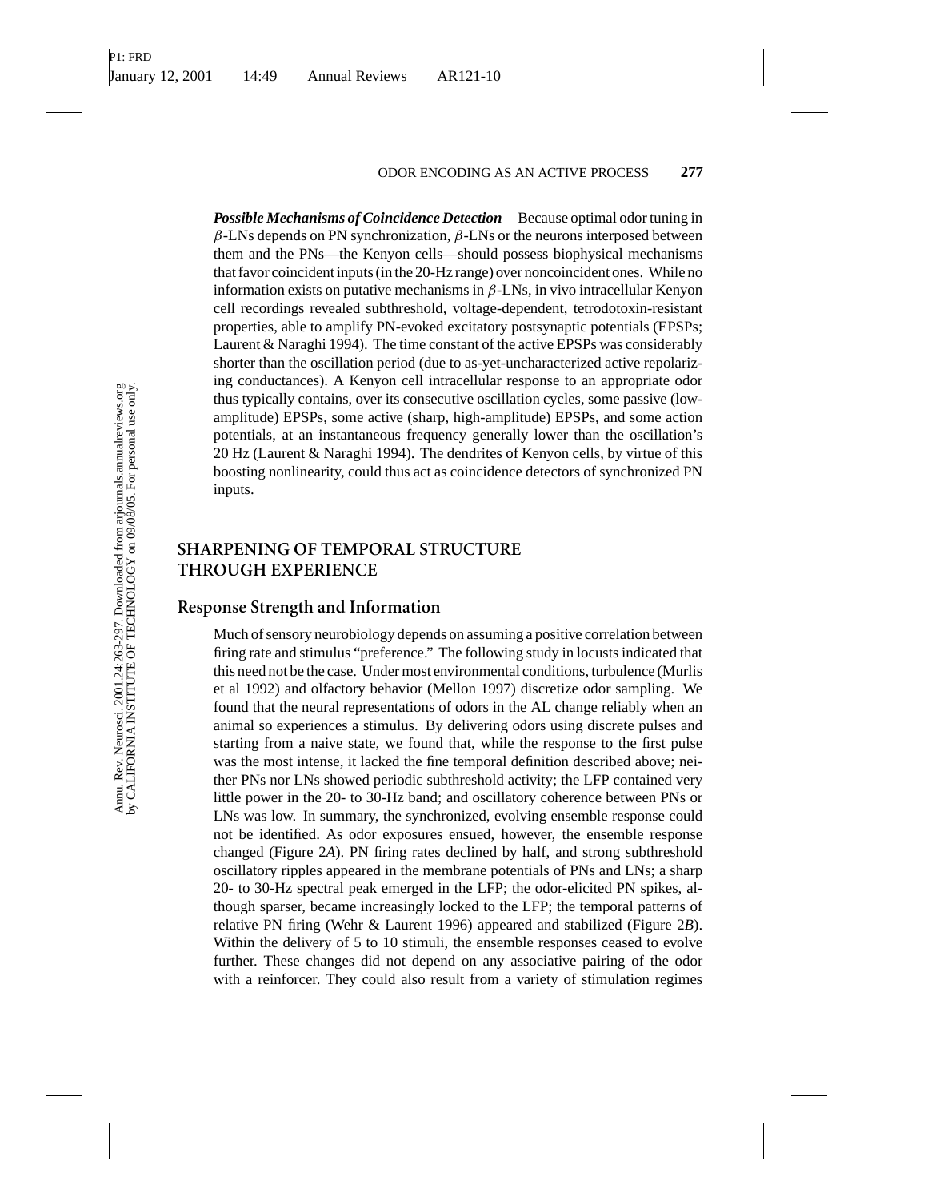***Possible Mechanisms of Coincidence Detection*** Because optimal odor tuning in $\beta$-LNs depends on PN synchronization, $\beta$-LNs or the neurons interposed between them and the PNs—the Kenyon cells—should possess biophysical mechanisms that favor coincident inputs (in the 20-Hz range) over noncoincident ones. While no information exists on putative mechanisms in $\beta$-LNs, in vivo intracellular Kenyon cell recordings revealed subthreshold, voltage-dependent, tetrodotoxin-resistant properties, able to amplify PN-evoked excitatory postsynaptic potentials (EPSPs; Laurent & Naraghi 1994). The time constant of the active EPSPs was considerably shorter than the oscillation period (due to as-yet-uncharacterized active repolarizing conductances). A Kenyon cell intracellular response to an appropriate odor thus typically contains, over its consecutive oscillation cycles, some passive (low-amplitude) EPSPs, some active (sharp, high-amplitude) EPSPs, and some action potentials, at an instantaneous frequency generally lower than the oscillation's 20 Hz (Laurent & Naraghi 1994). The dendrites of Kenyon cells, by virtue of this boosting nonlinearity, could thus act as coincidence detectors of synchronized PN inputs.

## SHARPENING OF TEMPORAL STRUCTURE THROUGH EXPERIENCE

### Response Strength and Information

Much of sensory neurobiology depends on assuming a positive correlation between firing rate and stimulus "preference." The following study in locusts indicated that this need not be the case. Under most environmental conditions, turbulence (Murlis et al 1992) and olfactory behavior (Mellon 1997) discretize odor sampling. We found that the neural representations of odors in the AL change reliably when an animal so experiences a stimulus. By delivering odors using discrete pulses and starting from a naive state, we found that, while the response to the first pulse was the most intense, it lacked the fine temporal definition described above; neither PNs nor LNs showed periodic subthreshold activity; the LFP contained very little power in the 20- to 30-Hz band; and oscillatory coherence between PNs or LNs was low. In summary, the synchronized, evolving ensemble response could not be identified. As odor exposures ensued, however, the ensemble response changed (Figure 2*A*). PN firing rates declined by half, and strong subthreshold oscillatory ripples appeared in the membrane potentials of PNs and LNs; a sharp 20- to 30-Hz spectral peak emerged in the LFP; the odor-elicited PN spikes, although sparser, became increasingly locked to the LFP; the temporal patterns of relative PN firing (Wehr & Laurent 1996) appeared and stabilized (Figure 2*B*). Within the delivery of 5 to 10 stimuli, the ensemble responses ceased to evolve further. These changes did not depend on any associative pairing of the odor with a reinforcer. They could also result from a variety of stimulation regimes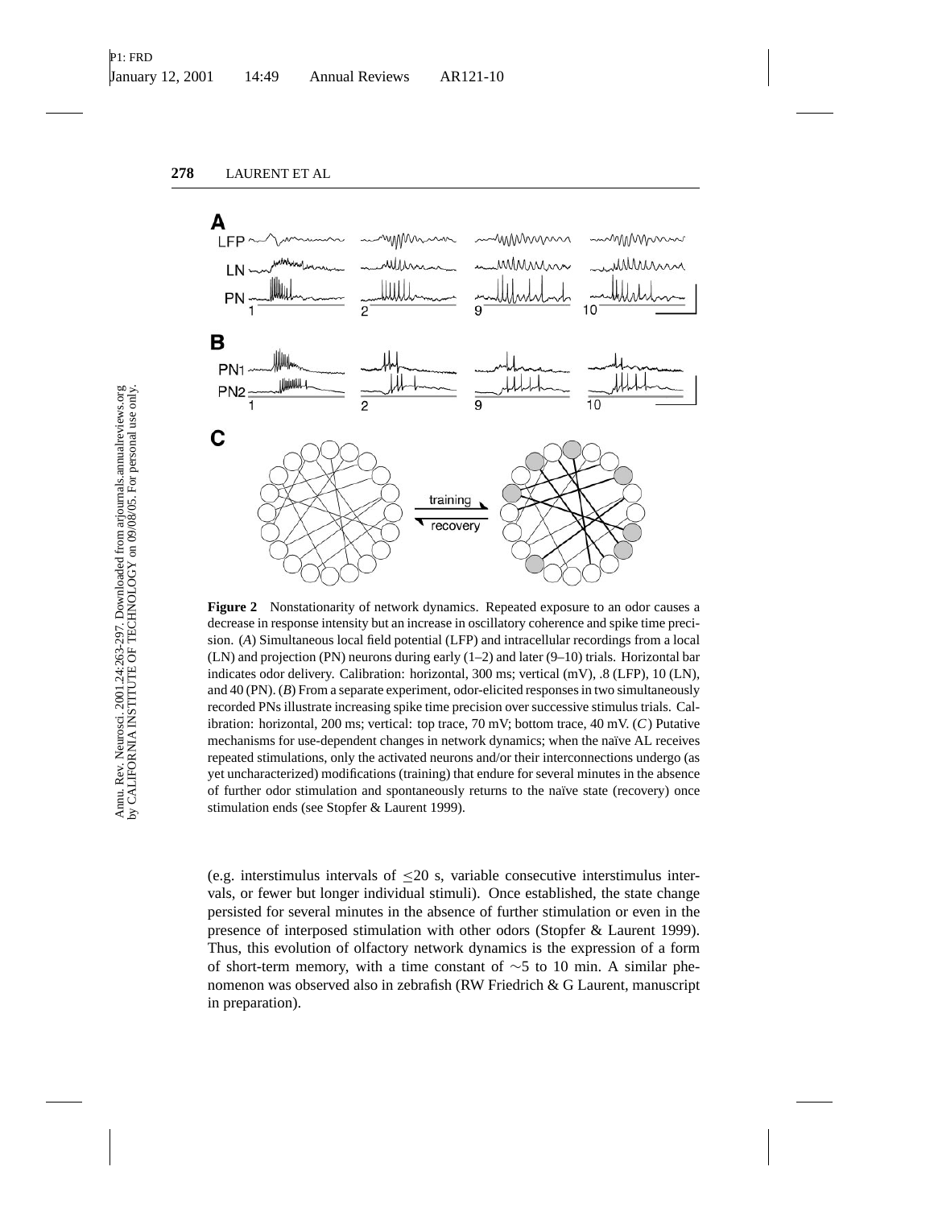**Figure 2** Nonstationarity of network dynamics. Repeated exposure to an odor causes a decrease in response intensity but an increase in oscillatory coherence and spike time precision. (*A*) Simultaneous local field potential (LFP) and intracellular recordings from a local (LN) and projection (PN) neurons during early (1–2) and later (9–10) trials. Horizontal bar indicates odor delivery. Calibration: horizontal, 300 ms; vertical (mV), .8 (LFP), 10 (LN), and 40 (PN). (*B*) From a separate experiment, odor-elicited responses in two simultaneously recorded PNs illustrate increasing spike time precision over successive stimulus trials. Calibration: horizontal, 200 ms; vertical: top trace, 70 mV; bottom trace, 40 mV. (*C*) Putative mechanisms for use-dependent changes in network dynamics; when the naïve AL receives repeated stimulations, only the activated neurons and/or their interconnections undergo (as yet uncharacterized) modifications (training) that endure for several minutes in the absence of further odor stimulation and spontaneously returns to the naïve state (recovery) once stimulation ends (see Stopfer & Laurent 1999).

(e.g. interstimulus intervals of ≤20 s, variable consecutive interstimulus intervals, or fewer but longer individual stimuli). Once established, the state change persisted for several minutes in the absence of further stimulation or even in the presence of interposed stimulation with other odors (Stopfer & Laurent 1999). Thus, this evolution of olfactory network dynamics is the expression of a form of short-term memory, with a time constant of ∼5 to 10 min. A similar phenomenon was observed also in zebrafish (RW Friedrich & G Laurent, manuscript in preparation).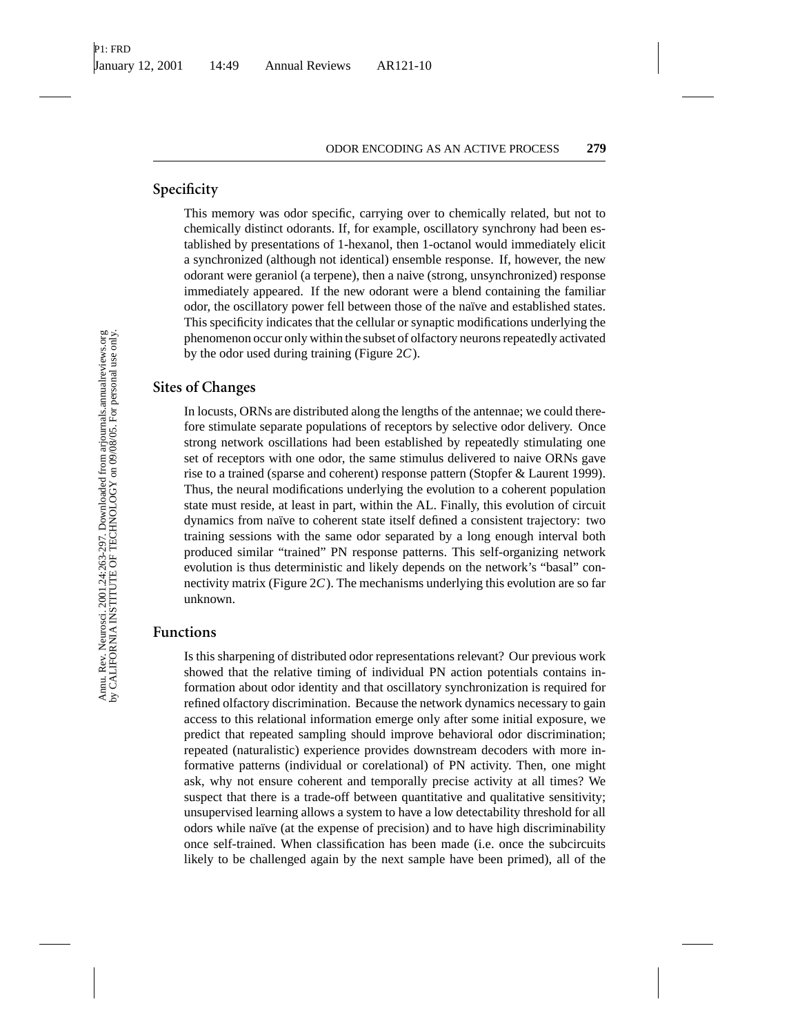## Specificity

This memory was odor specific, carrying over to chemically related, but not to chemically distinct odorants. If, for example, oscillatory synchrony had been established by presentations of 1-hexanol, then 1-octanol would immediately elicit a synchronized (although not identical) ensemble response. If, however, the new odorant were geraniol (a terpene), then a naive (strong, unsynchronized) response immediately appeared. If the new odorant were a blend containing the familiar odor, the oscillatory power fell between those of the naïve and established states. This specificity indicates that the cellular or synaptic modifications underlying the phenomenon occur only within the subset of olfactory neurons repeatedly activated by the odor used during training (Figure 2*C*).

## Sites of Changes

In locusts, ORNs are distributed along the lengths of the antennae; we could therefore stimulate separate populations of receptors by selective odor delivery. Once strong network oscillations had been established by repeatedly stimulating one set of receptors with one odor, the same stimulus delivered to naive ORNs gave rise to a trained (sparse and coherent) response pattern (Stopfer & Laurent 1999). Thus, the neural modifications underlying the evolution to a coherent population state must reside, at least in part, within the AL. Finally, this evolution of circuit dynamics from naïve to coherent state itself defined a consistent trajectory: two training sessions with the same odor separated by a long enough interval both produced similar "trained" PN response patterns. This self-organizing network evolution is thus deterministic and likely depends on the network's "basal" connectivity matrix (Figure 2*C*). The mechanisms underlying this evolution are so far unknown.

## Functions

Is this sharpening of distributed odor representations relevant? Our previous work showed that the relative timing of individual PN action potentials contains information about odor identity and that oscillatory synchronization is required for refined olfactory discrimination. Because the network dynamics necessary to gain access to this relational information emerge only after some initial exposure, we predict that repeated sampling should improve behavioral odor discrimination; repeated (naturalistic) experience provides downstream decoders with more informative patterns (individual or corelational) of PN activity. Then, one might ask, why not ensure coherent and temporally precise activity at all times? We suspect that there is a trade-off between quantitative and qualitative sensitivity; unsupervised learning allows a system to have a low detectability threshold for all odors while naïve (at the expense of precision) and to have high discriminability once self-trained. When classification has been made (i.e. once the subcircuits likely to be challenged again by the next sample have been primed), all of the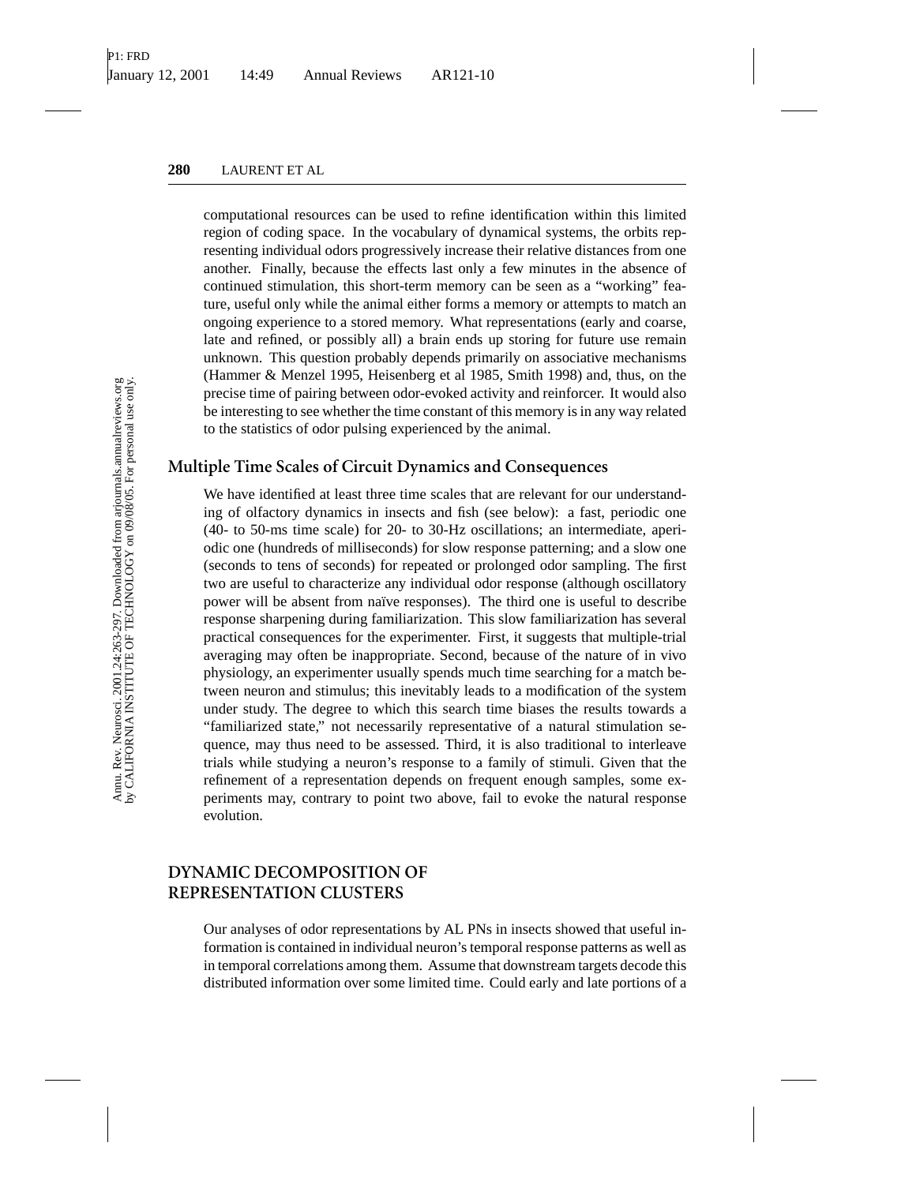computational resources can be used to refine identification within this limited region of coding space. In the vocabulary of dynamical systems, the orbits representing individual odors progressively increase their relative distances from one another. Finally, because the effects last only a few minutes in the absence of continued stimulation, this short-term memory can be seen as a "working" feature, useful only while the animal either forms a memory or attempts to match an ongoing experience to a stored memory. What representations (early and coarse, late and refined, or possibly all) a brain ends up storing for future use remain unknown. This question probably depends primarily on associative mechanisms (Hammer & Menzel 1995, Heisenberg et al 1985, Smith 1998) and, thus, on the precise time of pairing between odor-evoked activity and reinforcer. It would also be interesting to see whether the time constant of this memory is in any way related to the statistics of odor pulsing experienced by the animal.

### Multiple Time Scales of Circuit Dynamics and Consequences

We have identified at least three time scales that are relevant for our understanding of olfactory dynamics in insects and fish (see below): a fast, periodic one (40- to 50-ms time scale) for 20- to 30-Hz oscillations; an intermediate, aperiodic one (hundreds of milliseconds) for slow response patterning; and a slow one (seconds to tens of seconds) for repeated or prolonged odor sampling. The first two are useful to characterize any individual odor response (although oscillatory power will be absent from naïve responses). The third one is useful to describe response sharpening during familiarization. This slow familiarization has several practical consequences for the experimenter. First, it suggests that multiple-trial averaging may often be inappropriate. Second, because of the nature of in vivo physiology, an experimenter usually spends much time searching for a match between neuron and stimulus; this inevitably leads to a modification of the system under study. The degree to which this search time biases the results towards a "familiarized state," not necessarily representative of a natural stimulation sequence, may thus need to be assessed. Third, it is also traditional to interleave trials while studying a neuron's response to a family of stimuli. Given that the refinement of a representation depends on frequent enough samples, some experiments may, contrary to point two above, fail to evoke the natural response evolution.

## DYNAMIC DECOMPOSITION OF REPRESENTATION CLUSTERS

Our analyses of odor representations by AL PNs in insects showed that useful information is contained in individual neuron's temporal response patterns as well as in temporal correlations among them. Assume that downstream targets decode this distributed information over some limited time. Could early and late portions of a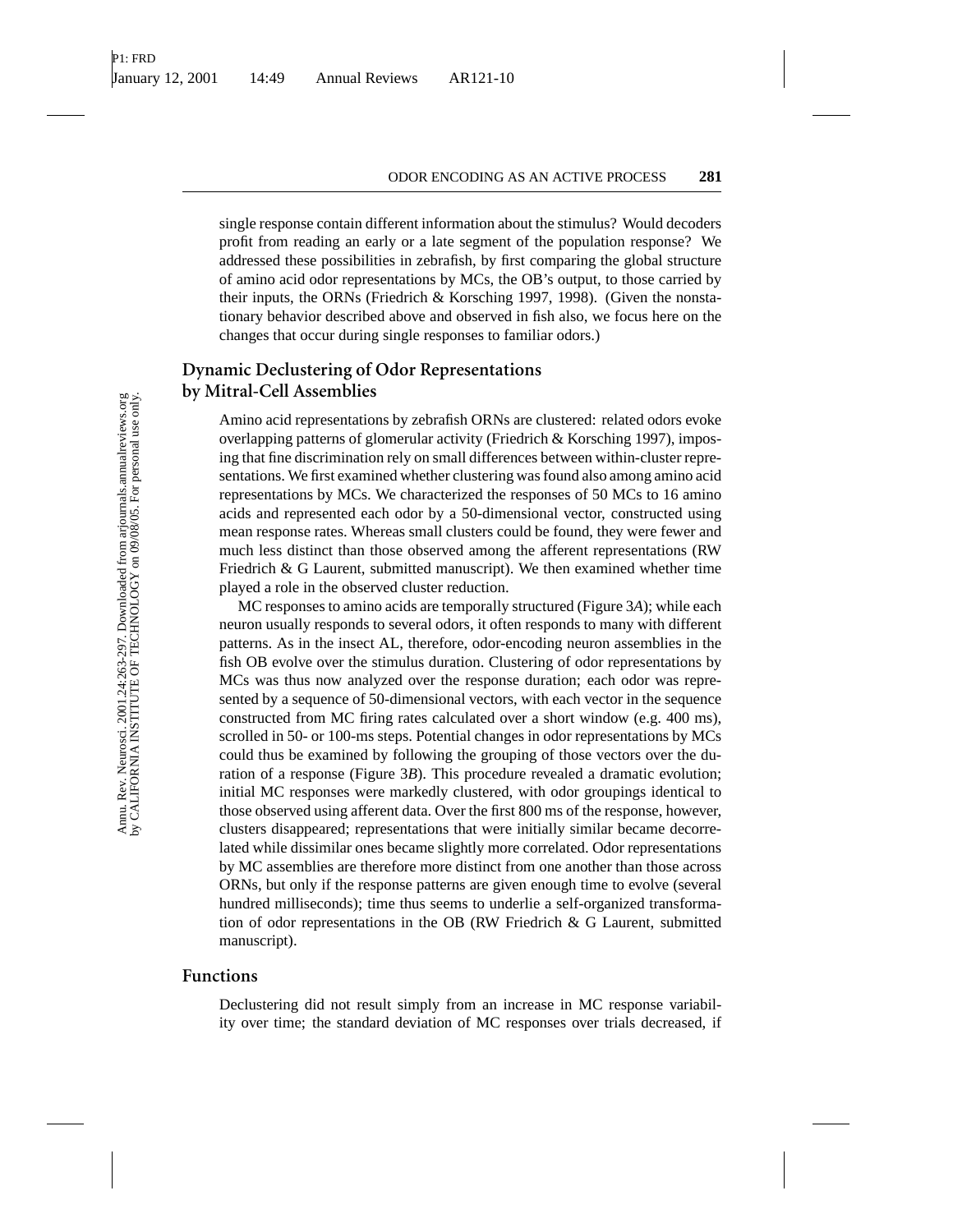single response contain different information about the stimulus? Would decoders profit from reading an early or a late segment of the population response? We addressed these possibilities in zebrafish, by first comparing the global structure of amino acid odor representations by MCs, the OB's output, to those carried by their inputs, the ORNs (Friedrich & Korsching 1997, 1998). (Given the nonstationary behavior described above and observed in fish also, we focus here on the changes that occur during single responses to familiar odors.)

## Dynamic Declustering of Odor Representations by Mitral-Cell Assemblies

Amino acid representations by zebrafish ORNs are clustered: related odors evoke overlapping patterns of glomerular activity (Friedrich & Korsching 1997), imposing that fine discrimination rely on small differences between within-cluster representations. We first examined whether clustering was found also among amino acid representations by MCs. We characterized the responses of 50 MCs to 16 amino acids and represented each odor by a 50-dimensional vector, constructed using mean response rates. Whereas small clusters could be found, they were fewer and much less distinct than those observed among the afferent representations (RW Friedrich & G Laurent, submitted manuscript). We then examined whether time played a role in the observed cluster reduction.

MC responses to amino acids are temporally structured (Figure 3*A*); while each neuron usually responds to several odors, it often responds to many with different patterns. As in the insect AL, therefore, odor-encoding neuron assemblies in the fish OB evolve over the stimulus duration. Clustering of odor representations by MCs was thus now analyzed over the response duration; each odor was represented by a sequence of 50-dimensional vectors, with each vector in the sequence constructed from MC firing rates calculated over a short window (e.g. 400 ms), scrolled in 50- or 100-ms steps. Potential changes in odor representations by MCs could thus be examined by following the grouping of those vectors over the duration of a response (Figure 3*B*). This procedure revealed a dramatic evolution; initial MC responses were markedly clustered, with odor groupings identical to those observed using afferent data. Over the first 800 ms of the response, however, clusters disappeared; representations that were initially similar became decorrelated while dissimilar ones became slightly more correlated. Odor representations by MC assemblies are therefore more distinct from one another than those across ORNs, but only if the response patterns are given enough time to evolve (several hundred milliseconds); time thus seems to underlie a self-organized transformation of odor representations in the OB (RW Friedrich & G Laurent, submitted manuscript).

## Functions

Declustering did not result simply from an increase in MC response variability over time; the standard deviation of MC responses over trials decreased, if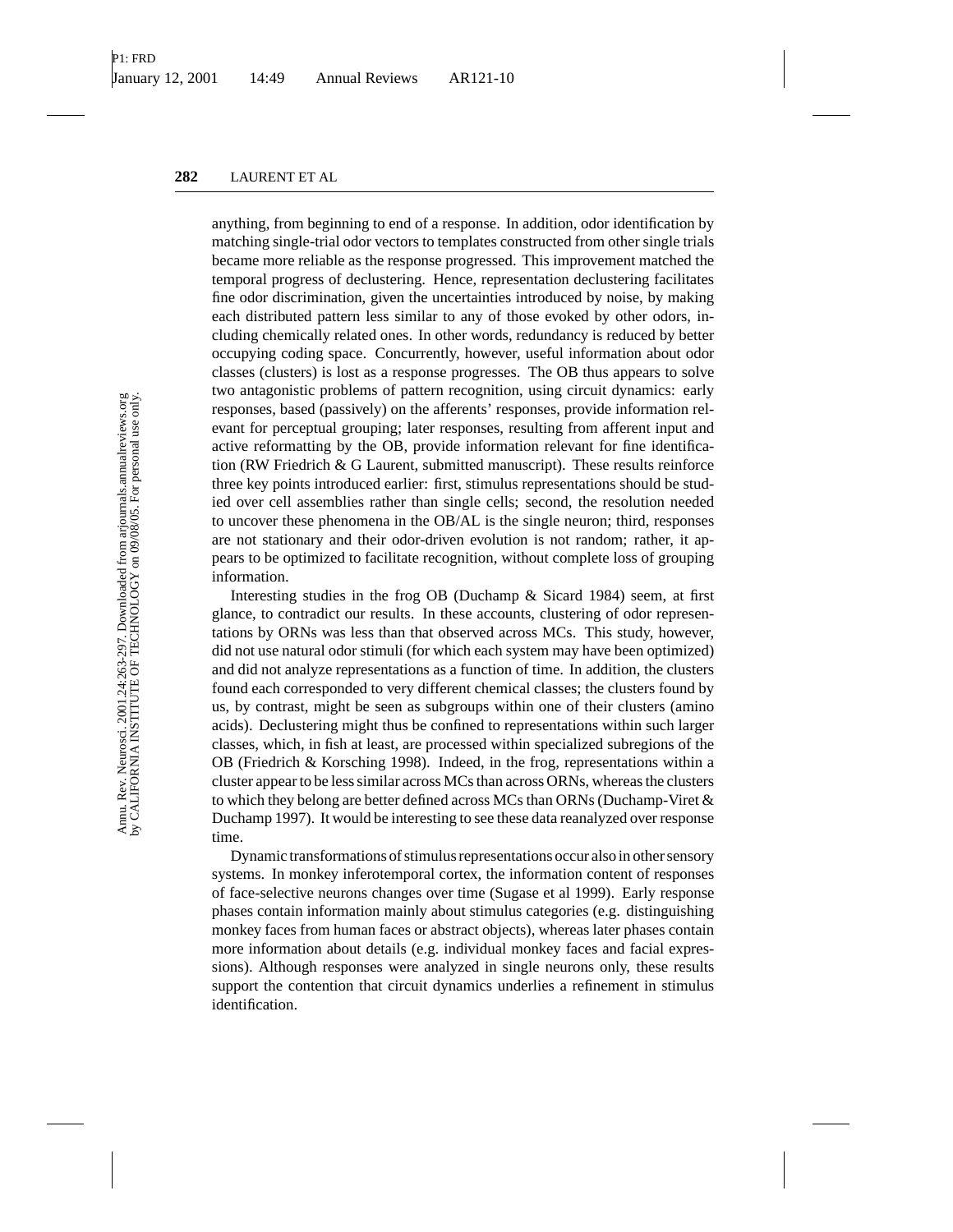anything, from beginning to end of a response. In addition, odor identification by matching single-trial odor vectors to templates constructed from other single trials became more reliable as the response progressed. This improvement matched the temporal progress of declustering. Hence, representation declustering facilitates fine odor discrimination, given the uncertainties introduced by noise, by making each distributed pattern less similar to any of those evoked by other odors, including chemically related ones. In other words, redundancy is reduced by better occupying coding space. Concurrently, however, useful information about odor classes (clusters) is lost as a response progresses. The OB thus appears to solve two antagonistic problems of pattern recognition, using circuit dynamics: early responses, based (passively) on the afferents' responses, provide information relevant for perceptual grouping; later responses, resulting from afferent input and active reformatting by the OB, provide information relevant for fine identification (RW Friedrich & G Laurent, submitted manuscript). These results reinforce three key points introduced earlier: first, stimulus representations should be studied over cell assemblies rather than single cells; second, the resolution needed to uncover these phenomena in the OB/AL is the single neuron; third, responses are not stationary and their odor-driven evolution is not random; rather, it appears to be optimized to facilitate recognition, without complete loss of grouping information.

Interesting studies in the frog OB (Duchamp & Sicard 1984) seem, at first glance, to contradict our results. In these accounts, clustering of odor representations by ORNs was less than that observed across MCs. This study, however, did not use natural odor stimuli (for which each system may have been optimized) and did not analyze representations as a function of time. In addition, the clusters found each corresponded to very different chemical classes; the clusters found by us, by contrast, might be seen as subgroups within one of their clusters (amino acids). Declustering might thus be confined to representations within such larger classes, which, in fish at least, are processed within specialized subregions of the OB (Friedrich & Korsching 1998). Indeed, in the frog, representations within a cluster appear to be less similar across MCs than across ORNs, whereas the clusters to which they belong are better defined across MCs than ORNs (Duchamp-Viret & Duchamp 1997). It would be interesting to see these data reanalyzed over response time.

Dynamic transformations of stimulus representations occur also in other sensory systems. In monkey inferotemporal cortex, the information content of responses of face-selective neurons changes over time (Sugase et al 1999). Early response phases contain information mainly about stimulus categories (e.g. distinguishing monkey faces from human faces or abstract objects), whereas later phases contain more information about details (e.g. individual monkey faces and facial expressions). Although responses were analyzed in single neurons only, these results support the contention that circuit dynamics underlies a refinement in stimulus identification.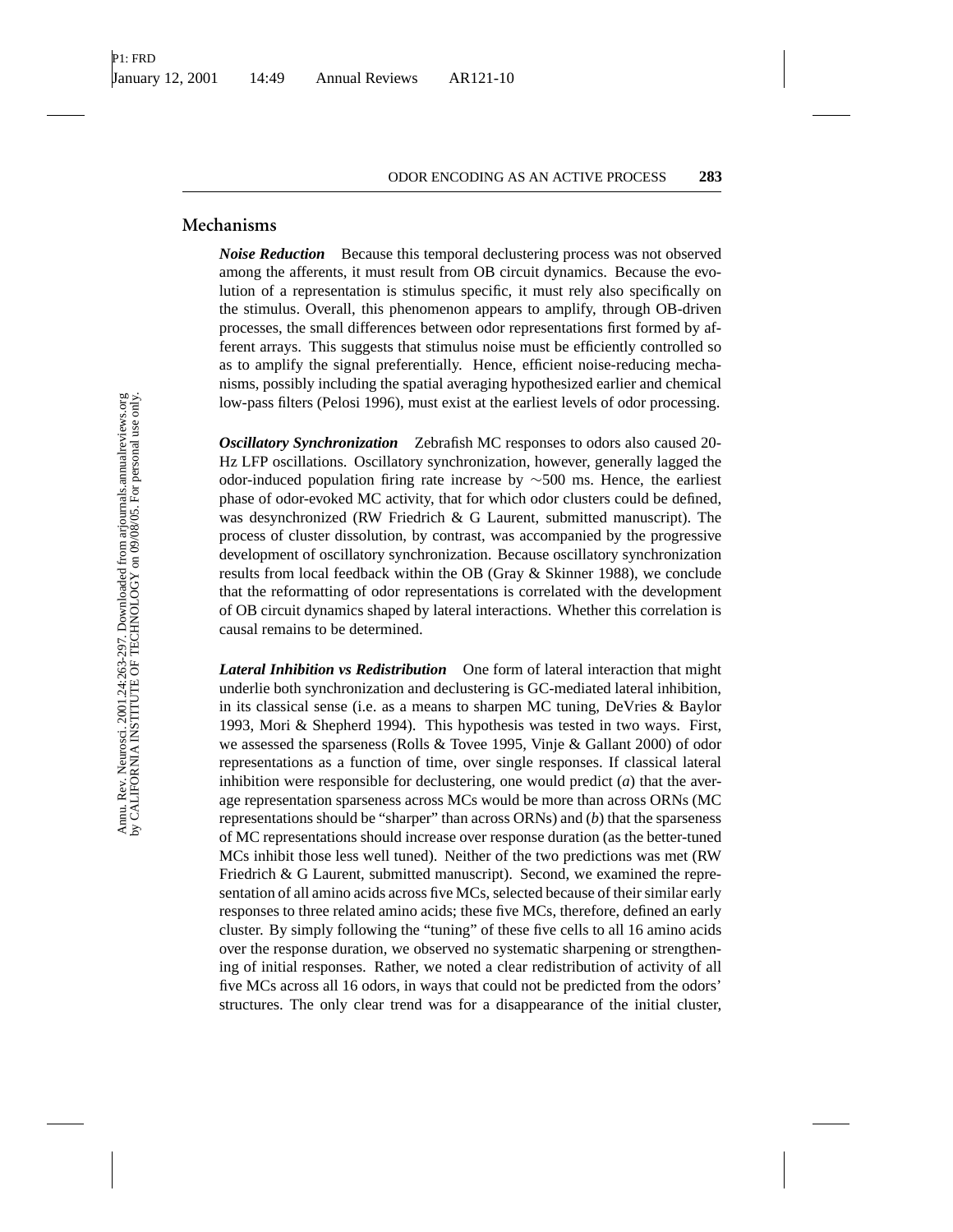## Mechanisms

***Noise Reduction*** Because this temporal declustering process was not observed among the afferents, it must result from OB circuit dynamics. Because the evolution of a representation is stimulus specific, it must rely also specifically on the stimulus. Overall, this phenomenon appears to amplify, through OB-driven processes, the small differences between odor representations first formed by afferent arrays. This suggests that stimulus noise must be efficiently controlled so as to amplify the signal preferentially. Hence, efficient noise-reducing mechanisms, possibly including the spatial averaging hypothesized earlier and chemical low-pass filters (Pelosi 1996), must exist at the earliest levels of odor processing.

***Oscillatory Synchronization*** Zebrafish MC responses to odors also caused 20-Hz LFP oscillations. Oscillatory synchronization, however, generally lagged the odor-induced population firing rate increase by $\sim$500 ms. Hence, the earliest phase of odor-evoked MC activity, that for which odor clusters could be defined, was desynchronized (RW Friedrich & G Laurent, submitted manuscript). The process of cluster dissolution, by contrast, was accompanied by the progressive development of oscillatory synchronization. Because oscillatory synchronization results from local feedback within the OB (Gray & Skinner 1988), we conclude that the reformatting of odor representations is correlated with the development of OB circuit dynamics shaped by lateral interactions. Whether this correlation is causal remains to be determined.

***Lateral Inhibition vs Redistribution*** One form of lateral interaction that might underlie both synchronization and declustering is GC-mediated lateral inhibition, in its classical sense (i.e. as a means to sharpen MC tuning, DeVries & Baylor 1993, Mori & Shepherd 1994). This hypothesis was tested in two ways. First, we assessed the sparseness (Rolls & Tovee 1995, Vinje & Gallant 2000) of odor representations as a function of time, over single responses. If classical lateral inhibition were responsible for declustering, one would predict (*a*) that the average representation sparseness across MCs would be more than across ORNs (MC representations should be "sharper" than across ORNs) and (*b*) that the sparseness of MC representations should increase over response duration (as the better-tuned MCs inhibit those less well tuned). Neither of the two predictions was met (RW Friedrich & G Laurent, submitted manuscript). Second, we examined the representation of all amino acids across five MCs, selected because of their similar early responses to three related amino acids; these five MCs, therefore, defined an early cluster. By simply following the "tuning" of these five cells to all 16 amino acids over the response duration, we observed no systematic sharpening or strengthening of initial responses. Rather, we noted a clear redistribution of activity of all five MCs across all 16 odors, in ways that could not be predicted from the odors' structures. The only clear trend was for a disappearance of the initial cluster,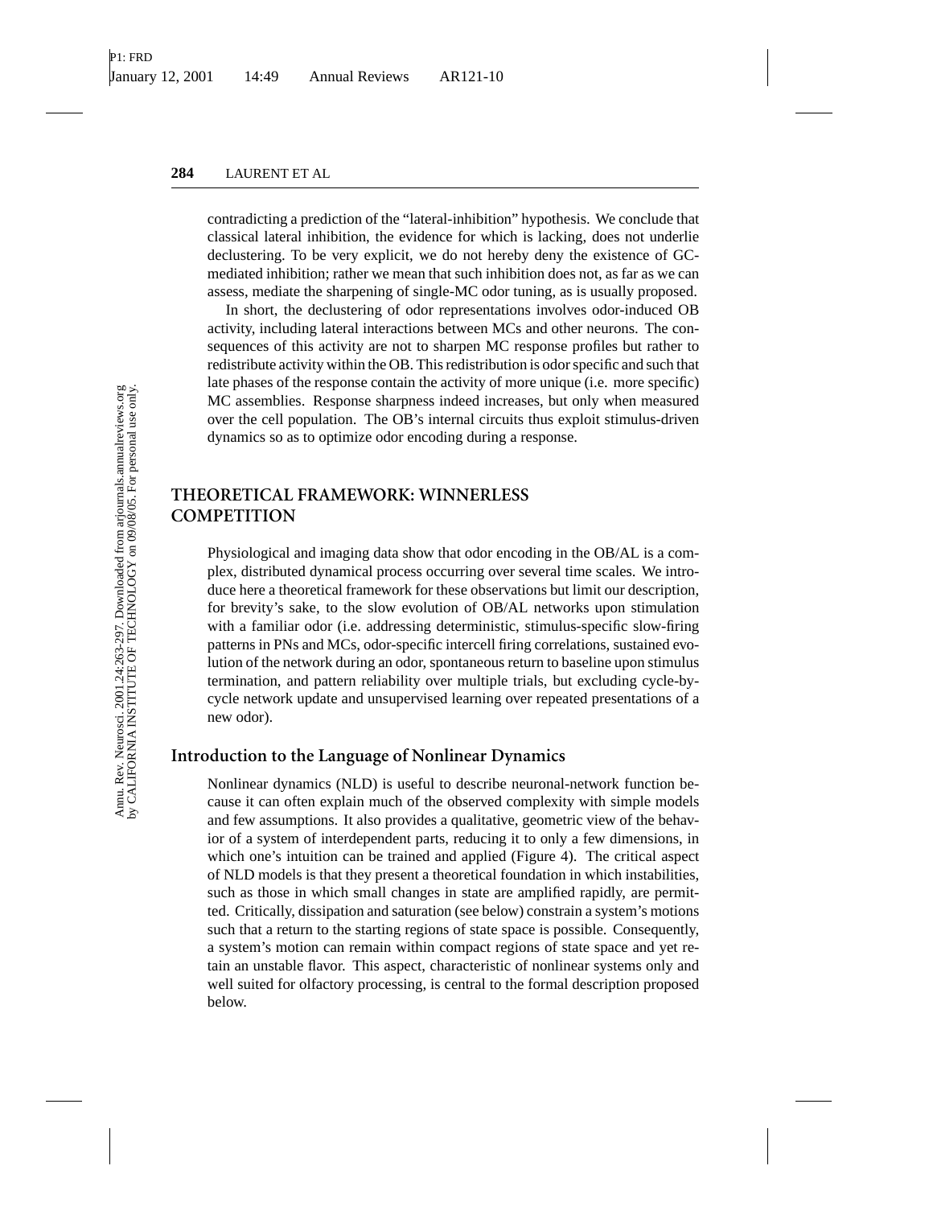contradicting a prediction of the "lateral-inhibition" hypothesis. We conclude that classical lateral inhibition, the evidence for which is lacking, does not underlie declustering. To be very explicit, we do not hereby deny the existence of GC-mediated inhibition; rather we mean that such inhibition does not, as far as we can assess, mediate the sharpening of single-MC odor tuning, as is usually proposed.

In short, the declustering of odor representations involves odor-induced OB activity, including lateral interactions between MCs and other neurons. The consequences of this activity are not to sharpen MC response profiles but rather to redistribute activity within the OB. This redistribution is odor specific and such that late phases of the response contain the activity of more unique (i.e. more specific) MC assemblies. Response sharpness indeed increases, but only when measured over the cell population. The OB's internal circuits thus exploit stimulus-driven dynamics so as to optimize odor encoding during a response.

## THEORETICAL FRAMEWORK: WINNERLESS COMPETITION

Physiological and imaging data show that odor encoding in the OB/AL is a complex, distributed dynamical process occurring over several time scales. We introduce here a theoretical framework for these observations but limit our description, for brevity's sake, to the slow evolution of OB/AL networks upon stimulation with a familiar odor (i.e. addressing deterministic, stimulus-specific slow-firing patterns in PNs and MCs, odor-specific intercell firing correlations, sustained evolution of the network during an odor, spontaneous return to baseline upon stimulus termination, and pattern reliability over multiple trials, but excluding cycle-by-cycle network update and unsupervised learning over repeated presentations of a new odor).

### Introduction to the Language of Nonlinear Dynamics

Nonlinear dynamics (NLD) is useful to describe neuronal-network function because it can often explain much of the observed complexity with simple models and few assumptions. It also provides a qualitative, geometric view of the behavior of a system of interdependent parts, reducing it to only a few dimensions, in which one's intuition can be trained and applied (Figure 4). The critical aspect of NLD models is that they present a theoretical foundation in which instabilities, such as those in which small changes in state are amplified rapidly, are permitted. Critically, dissipation and saturation (see below) constrain a system's motions such that a return to the starting regions of state space is possible. Consequently, a system's motion can remain within compact regions of state space and yet retain an unstable flavor. This aspect, characteristic of nonlinear systems only and well suited for olfactory processing, is central to the formal description proposed below.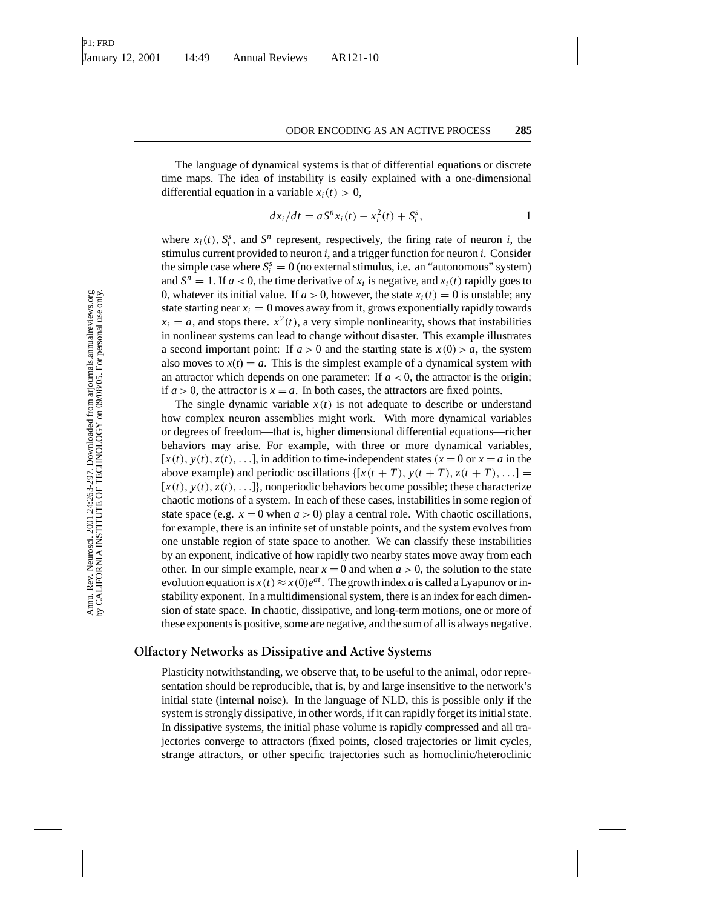The language of dynamical systems is that of differential equations or discrete time maps. The idea of instability is easily explained with a one-dimensional differential equation in a variable $x_i(t) > 0$,

$$dx_i/dt = aS^n x_i(t) - x_i^2(t) + S_i^s, \qquad 1$$

where $x_i(t)$, $S_i^s$, and $S^n$ represent, respectively, the firing rate of neuron $i$, the stimulus current provided to neuron $i$, and a trigger function for neuron $i$. Consider the simple case where $S_i^s = 0$ (no external stimulus, i.e. an "autonomous" system) and $S^n = 1$. If $a < 0$, the time derivative of $x_i$ is negative, and $x_i(t)$ rapidly goes to 0, whatever its initial value. If $a > 0$, however, the state $x_i(t) = 0$ is unstable; any state starting near $x_i = 0$ moves away from it, grows exponentially rapidly towards $x_i = a$, and stops there. $x^2(t)$, a very simple nonlinearity, shows that instabilities in nonlinear systems can lead to change without disaster. This example illustrates a second important point: If $a > 0$ and the starting state is $x(0) > a$, the system also moves to $x(t) = a$. This is the simplest example of a dynamical system with an attractor which depends on one parameter: If $a < 0$, the attractor is the origin; if $a > 0$, the attractor is $x = a$. In both cases, the attractors are fixed points.

The single dynamic variable $x(t)$ is not adequate to describe or understand how complex neuron assemblies might work. With more dynamical variables or degrees of freedom—that is, higher dimensional differential equations—richer behaviors may arise. For example, with three or more dynamical variables, $[x(t), y(t), z(t), \ldots]$, in addition to time-independent states ($x = 0$ or $x = a$ in the above example) and periodic oscillations $\{[x(t+T), y(t+T), z(t+T), \ldots] = [x(t), y(t), z(t), \ldots]\}$, nonperiodic behaviors become possible; these characterize chaotic motions of a system. In each of these cases, instabilities in some region of state space (e.g. $x = 0$ when $a > 0$) play a central role. With chaotic oscillations, for example, there is an infinite set of unstable points, and the system evolves from one unstable region of state space to another. We can classify these instabilities by an exponent, indicative of how rapidly two nearby states move away from each other. In our simple example, near $x = 0$ and when $a > 0$, the solution to the state evolution equation is $x(t) \approx x(0)e^{at}$. The growth index $a$ is called a Lyapunov or instability exponent. In a multidimensional system, there is an index for each dimension of state space. In chaotic, dissipative, and long-term motions, one or more of these exponents is positive, some are negative, and the sum of all is always negative.

## Olfactory Networks as Dissipative and Active Systems

Plasticity notwithstanding, we observe that, to be useful to the animal, odor representation should be reproducible, that is, by and large insensitive to the network's initial state (internal noise). In the language of NLD, this is possible only if the system is strongly dissipative, in other words, if it can rapidly forget its initial state. In dissipative systems, the initial phase volume is rapidly compressed and all trajectories converge to attractors (fixed points, closed trajectories or limit cycles, strange attractors, or other specific trajectories such as homoclinic/heteroclinic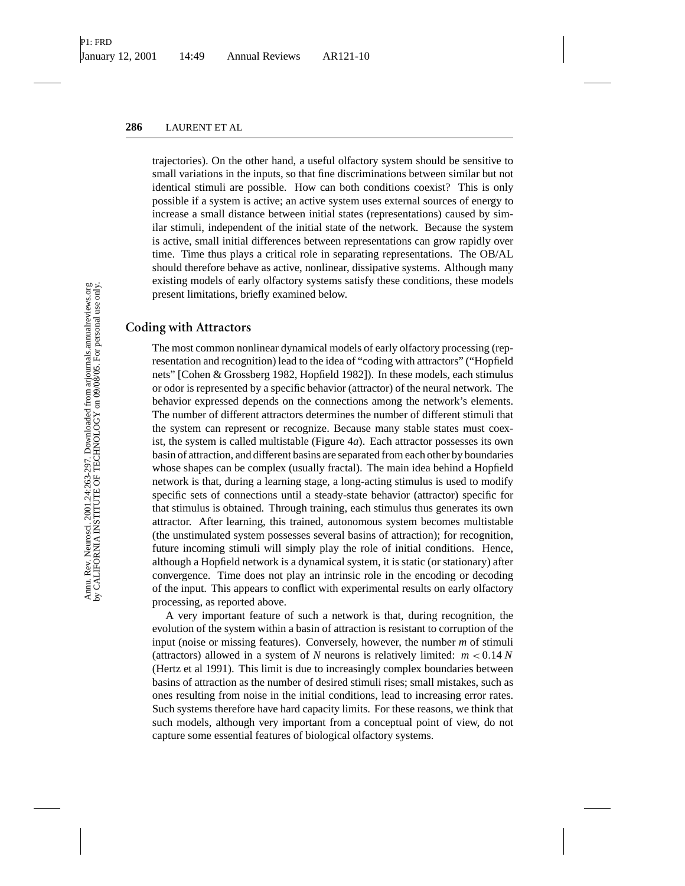trajectories). On the other hand, a useful olfactory system should be sensitive to small variations in the inputs, so that fine discriminations between similar but not identical stimuli are possible. How can both conditions coexist? This is only possible if a system is active; an active system uses external sources of energy to increase a small distance between initial states (representations) caused by similar stimuli, independent of the initial state of the network. Because the system is active, small initial differences between representations can grow rapidly over time. Time thus plays a critical role in separating representations. The OB/AL should therefore behave as active, nonlinear, dissipative systems. Although many existing models of early olfactory systems satisfy these conditions, these models present limitations, briefly examined below.

## Coding with Attractors

The most common nonlinear dynamical models of early olfactory processing (representation and recognition) lead to the idea of "coding with attractors" ("Hopfield nets" [Cohen & Grossberg 1982, Hopfield 1982]). In these models, each stimulus or odor is represented by a specific behavior (attractor) of the neural network. The behavior expressed depends on the connections among the network's elements. The number of different attractors determines the number of different stimuli that the system can represent or recognize. Because many stable states must coexist, the system is called multistable (Figure 4*a*). Each attractor possesses its own basin of attraction, and different basins are separated from each other by boundaries whose shapes can be complex (usually fractal). The main idea behind a Hopfield network is that, during a learning stage, a long-acting stimulus is used to modify specific sets of connections until a steady-state behavior (attractor) specific for that stimulus is obtained. Through training, each stimulus thus generates its own attractor. After learning, this trained, autonomous system becomes multistable (the unstimulated system possesses several basins of attraction); for recognition, future incoming stimuli will simply play the role of initial conditions. Hence, although a Hopfield network is a dynamical system, it is static (or stationary) after convergence. Time does not play an intrinsic role in the encoding or decoding of the input. This appears to conflict with experimental results on early olfactory processing, as reported above.

A very important feature of such a network is that, during recognition, the evolution of the system within a basin of attraction is resistant to corruption of the input (noise or missing features). Conversely, however, the number $m$ of stimuli (attractors) allowed in a system of $N$ neurons is relatively limited: $m < 0.14\,N$ (Hertz et al 1991). This limit is due to increasingly complex boundaries between basins of attraction as the number of desired stimuli rises; small mistakes, such as ones resulting from noise in the initial conditions, lead to increasing error rates. Such systems therefore have hard capacity limits. For these reasons, we think that such models, although very important from a conceptual point of view, do not capture some essential features of biological olfactory systems.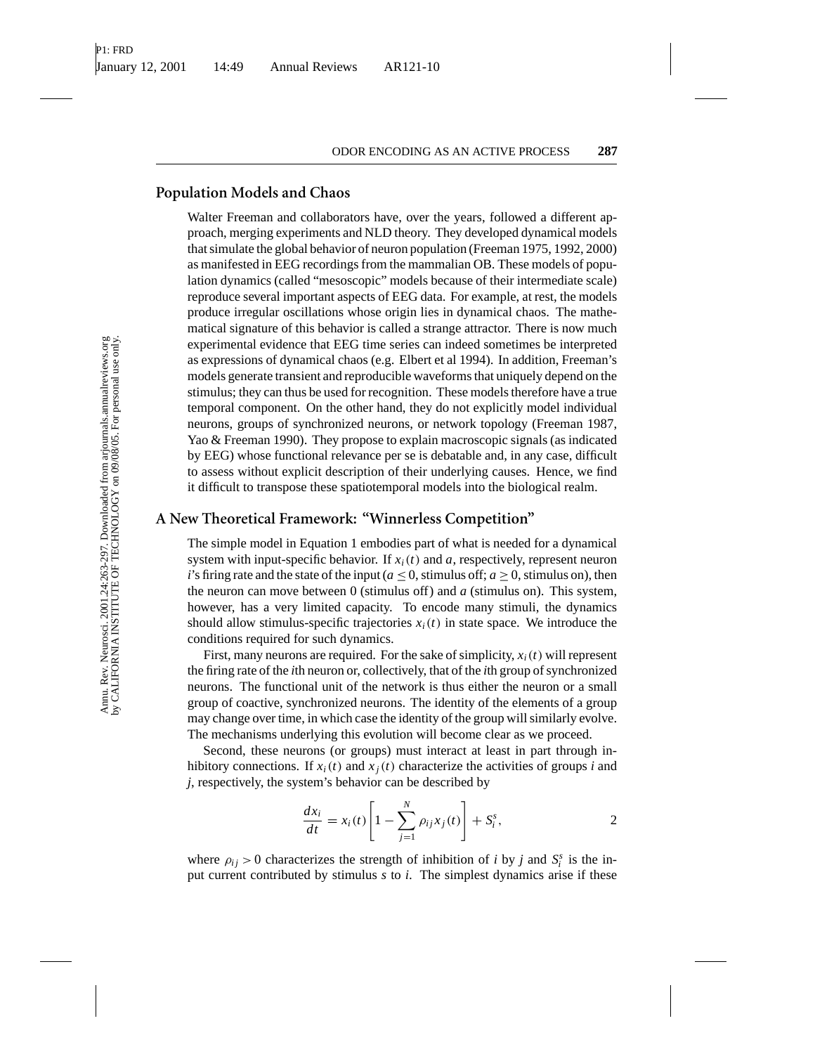## Population Models and Chaos

Walter Freeman and collaborators have, over the years, followed a different approach, merging experiments and NLD theory. They developed dynamical models that simulate the global behavior of neuron population (Freeman 1975, 1992, 2000) as manifested in EEG recordings from the mammalian OB. These models of population dynamics (called "mesoscopic" models because of their intermediate scale) reproduce several important aspects of EEG data. For example, at rest, the models produce irregular oscillations whose origin lies in dynamical chaos. The mathematical signature of this behavior is called a strange attractor. There is now much experimental evidence that EEG time series can indeed sometimes be interpreted as expressions of dynamical chaos (e.g. Elbert et al 1994). In addition, Freeman's models generate transient and reproducible waveforms that uniquely depend on the stimulus; they can thus be used for recognition. These models therefore have a true temporal component. On the other hand, they do not explicitly model individual neurons, groups of synchronized neurons, or network topology (Freeman 1987, Yao & Freeman 1990). They propose to explain macroscopic signals (as indicated by EEG) whose functional relevance per se is debatable and, in any case, difficult to assess without explicit description of their underlying causes. Hence, we find it difficult to transpose these spatiotemporal models into the biological realm.

## A New Theoretical Framework: "Winnerless Competition"

The simple model in Equation 1 embodies part of what is needed for a dynamical system with input-specific behavior. If $x_i(t)$ and $a$, respectively, represent neuron $i$'s firing rate and the state of the input ($a \leq 0$, stimulus off; $a \geq 0$, stimulus on), then the neuron can move between 0 (stimulus off) and $a$ (stimulus on). This system, however, has a very limited capacity. To encode many stimuli, the dynamics should allow stimulus-specific trajectories $x_i(t)$ in state space. We introduce the conditions required for such dynamics.

First, many neurons are required. For the sake of simplicity, $x_i(t)$ will represent the firing rate of the $i$th neuron or, collectively, that of the $i$th group of synchronized neurons. The functional unit of the network is thus either the neuron or a small group of coactive, synchronized neurons. The identity of the elements of a group may change over time, in which case the identity of the group will similarly evolve. The mechanisms underlying this evolution will become clear as we proceed.

Second, these neurons (or groups) must interact at least in part through inhibitory connections. If $x_i(t)$ and $x_j(t)$ characterize the activities of groups $i$ and $j$, respectively, the system's behavior can be described by

$$\frac{dx_i}{dt} = x_i(t)\left[1 - \sum_{j=1}^{N} \rho_{ij} x_j(t)\right] + S_i^s, \qquad 2$$

where $\rho_{ij} > 0$ characterizes the strength of inhibition of $i$ by $j$ and $S_i^s$ is the input current contributed by stimulus $s$ to $i$. The simplest dynamics arise if these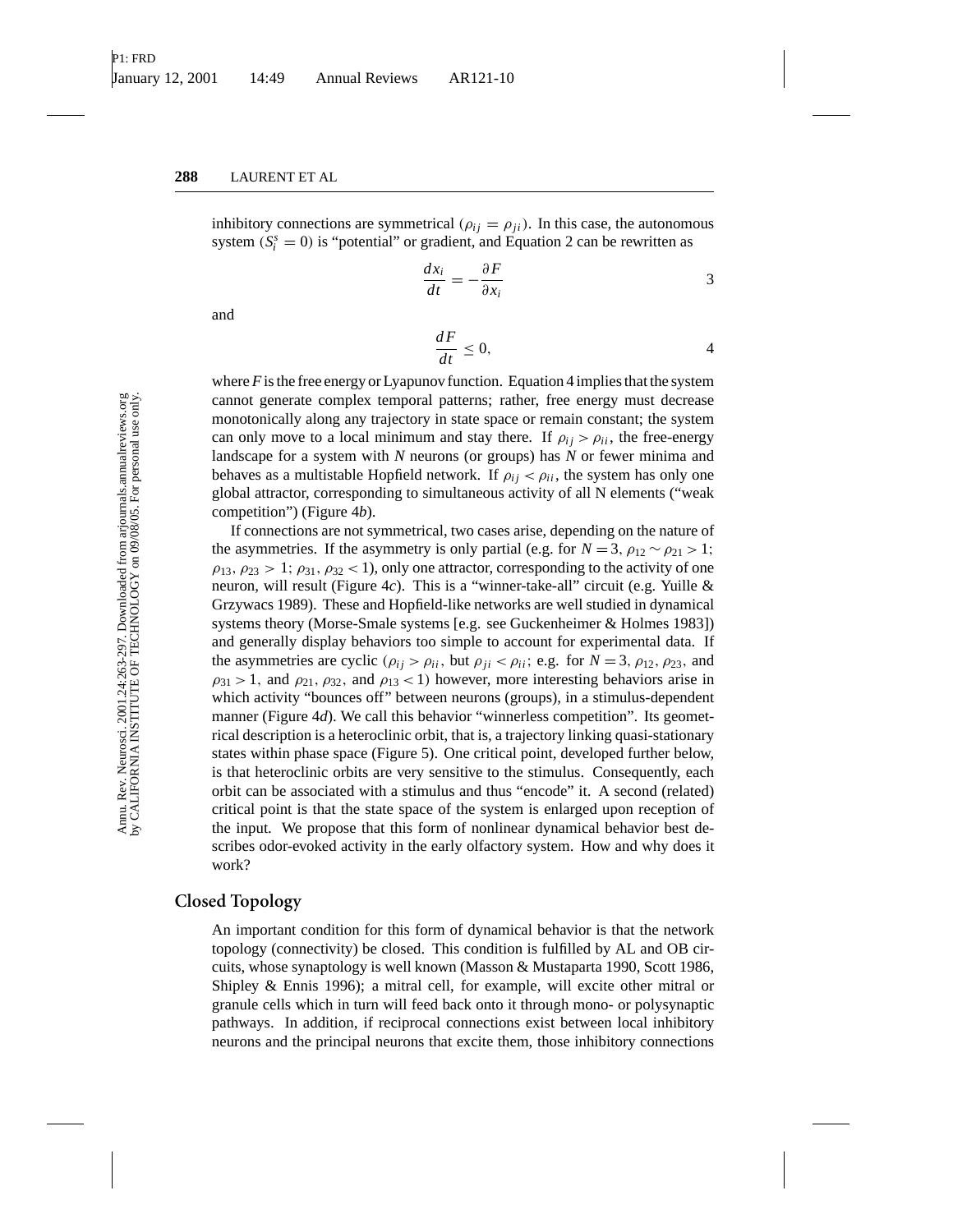inhibitory connections are symmetrical ($\rho_{ij} = \rho_{ji}$). In this case, the autonomous system ($S_i^s = 0$) is "potential" or gradient, and Equation 2 can be rewritten as

$$\frac{dx_i}{dt} = -\frac{\partial F}{\partial x_i} \tag{3}$$

and

$$\frac{dF}{dt} \leq 0, \tag{4}$$

where $F$ is the free energy or Lyapunov function. Equation 4 implies that the system cannot generate complex temporal patterns; rather, free energy must decrease monotonically along any trajectory in state space or remain constant; the system can only move to a local minimum and stay there. If $\rho_{ij} > \rho_{ii}$, the free-energy landscape for a system with $N$ neurons (or groups) has $N$ or fewer minima and behaves as a multistable Hopfield network. If $\rho_{ij} < \rho_{ii}$, the system has only one global attractor, corresponding to simultaneous activity of all N elements ("weak competition") (Figure 4*b*).

If connections are not symmetrical, two cases arise, depending on the nature of the asymmetries. If the asymmetry is only partial (e.g. for $N = 3$, $\rho_{12} \sim \rho_{21} > 1$; $\rho_{13}$, $\rho_{23} > 1$; $\rho_{31}$, $\rho_{32} < 1$), only one attractor, corresponding to the activity of one neuron, will result (Figure 4*c*). This is a "winner-take-all" circuit (e.g. Yuille & Grzywacs 1989). These and Hopfield-like networks are well studied in dynamical systems theory (Morse-Smale systems [e.g. see Guckenheimer & Holmes 1983]) and generally display behaviors too simple to account for experimental data. If the asymmetries are cyclic ($\rho_{ij} > \rho_{ii}$, but $\rho_{ji} < \rho_{ii}$; e.g. for $N = 3$, $\rho_{12}$, $\rho_{23}$, and $\rho_{31} > 1$, and $\rho_{21}$, $\rho_{32}$, and $\rho_{13} < 1$) however, more interesting behaviors arise in which activity "bounces off" between neurons (groups), in a stimulus-dependent manner (Figure 4*d*). We call this behavior "winnerless competition". Its geometrical description is a heteroclinic orbit, that is, a trajectory linking quasi-stationary states within phase space (Figure 5). One critical point, developed further below, is that heteroclinic orbits are very sensitive to the stimulus. Consequently, each orbit can be associated with a stimulus and thus "encode" it. A second (related) critical point is that the state space of the system is enlarged upon reception of the input. We propose that this form of nonlinear dynamical behavior best describes odor-evoked activity in the early olfactory system. How and why does it work?

## Closed Topology

An important condition for this form of dynamical behavior is that the network topology (connectivity) be closed. This condition is fulfilled by AL and OB circuits, whose synaptology is well known (Masson & Mustaparta 1990, Scott 1986, Shipley & Ennis 1996); a mitral cell, for example, will excite other mitral or granule cells which in turn will feed back onto it through mono- or polysynaptic pathways. In addition, if reciprocal connections exist between local inhibitory neurons and the principal neurons that excite them, those inhibitory connections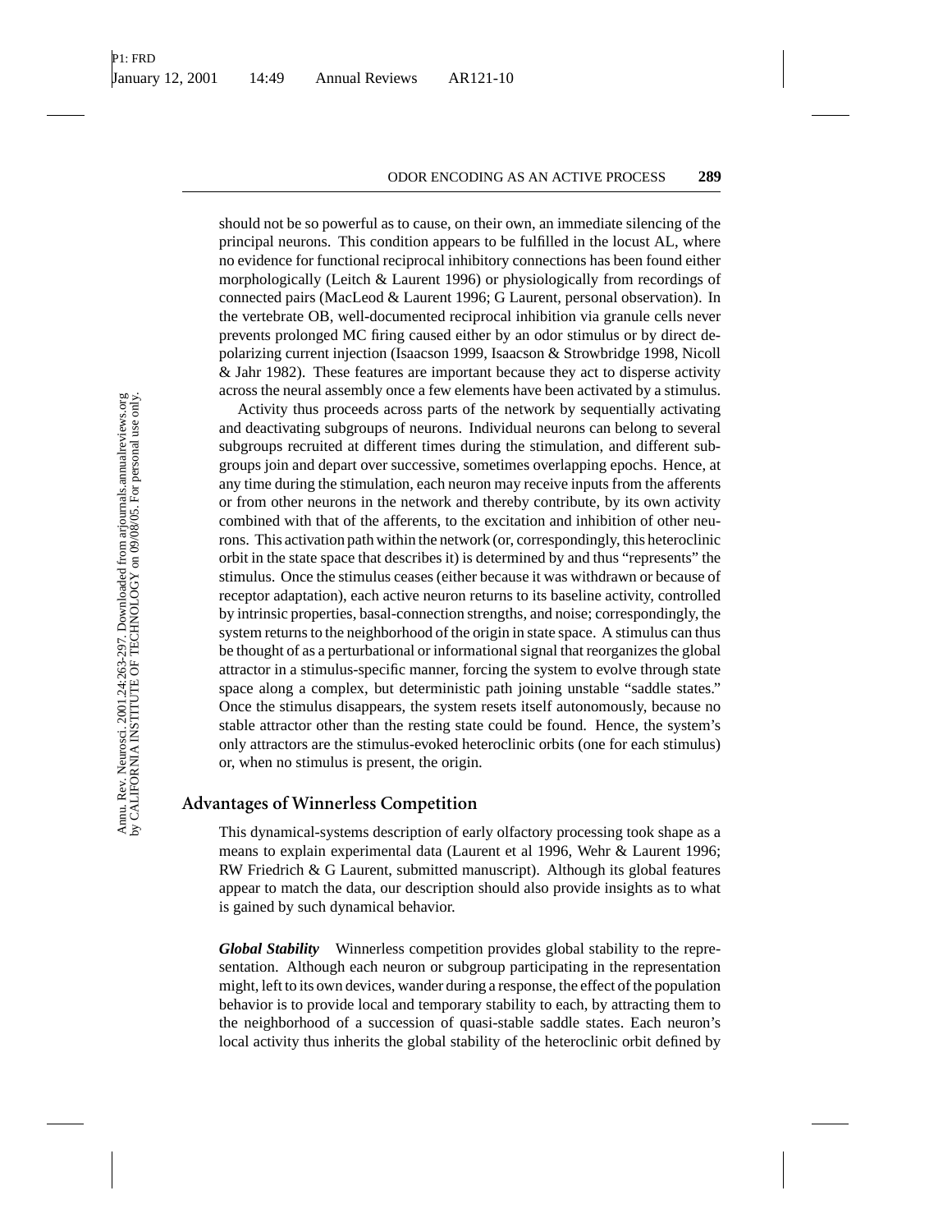should not be so powerful as to cause, on their own, an immediate silencing of the principal neurons. This condition appears to be fulfilled in the locust AL, where no evidence for functional reciprocal inhibitory connections has been found either morphologically (Leitch & Laurent 1996) or physiologically from recordings of connected pairs (MacLeod & Laurent 1996; G Laurent, personal observation). In the vertebrate OB, well-documented reciprocal inhibition via granule cells never prevents prolonged MC firing caused either by an odor stimulus or by direct depolarizing current injection (Isaacson 1999, Isaacson & Strowbridge 1998, Nicoll & Jahr 1982). These features are important because they act to disperse activity across the neural assembly once a few elements have been activated by a stimulus.

Activity thus proceeds across parts of the network by sequentially activating and deactivating subgroups of neurons. Individual neurons can belong to several subgroups recruited at different times during the stimulation, and different subgroups join and depart over successive, sometimes overlapping epochs. Hence, at any time during the stimulation, each neuron may receive inputs from the afferents or from other neurons in the network and thereby contribute, by its own activity combined with that of the afferents, to the excitation and inhibition of other neurons. This activation path within the network (or, correspondingly, this heteroclinic orbit in the state space that describes it) is determined by and thus "represents" the stimulus. Once the stimulus ceases (either because it was withdrawn or because of receptor adaptation), each active neuron returns to its baseline activity, controlled by intrinsic properties, basal-connection strengths, and noise; correspondingly, the system returns to the neighborhood of the origin in state space. A stimulus can thus be thought of as a perturbational or informational signal that reorganizes the global attractor in a stimulus-specific manner, forcing the system to evolve through state space along a complex, but deterministic path joining unstable "saddle states." Once the stimulus disappears, the system resets itself autonomously, because no stable attractor other than the resting state could be found. Hence, the system's only attractors are the stimulus-evoked heteroclinic orbits (one for each stimulus) or, when no stimulus is present, the origin.

## Advantages of Winnerless Competition

This dynamical-systems description of early olfactory processing took shape as a means to explain experimental data (Laurent et al 1996, Wehr & Laurent 1996; RW Friedrich & G Laurent, submitted manuscript). Although its global features appear to match the data, our description should also provide insights as to what is gained by such dynamical behavior.

***Global Stability*** Winnerless competition provides global stability to the representation. Although each neuron or subgroup participating in the representation might, left to its own devices, wander during a response, the effect of the population behavior is to provide local and temporary stability to each, by attracting them to the neighborhood of a succession of quasi-stable saddle states. Each neuron's local activity thus inherits the global stability of the heteroclinic orbit defined by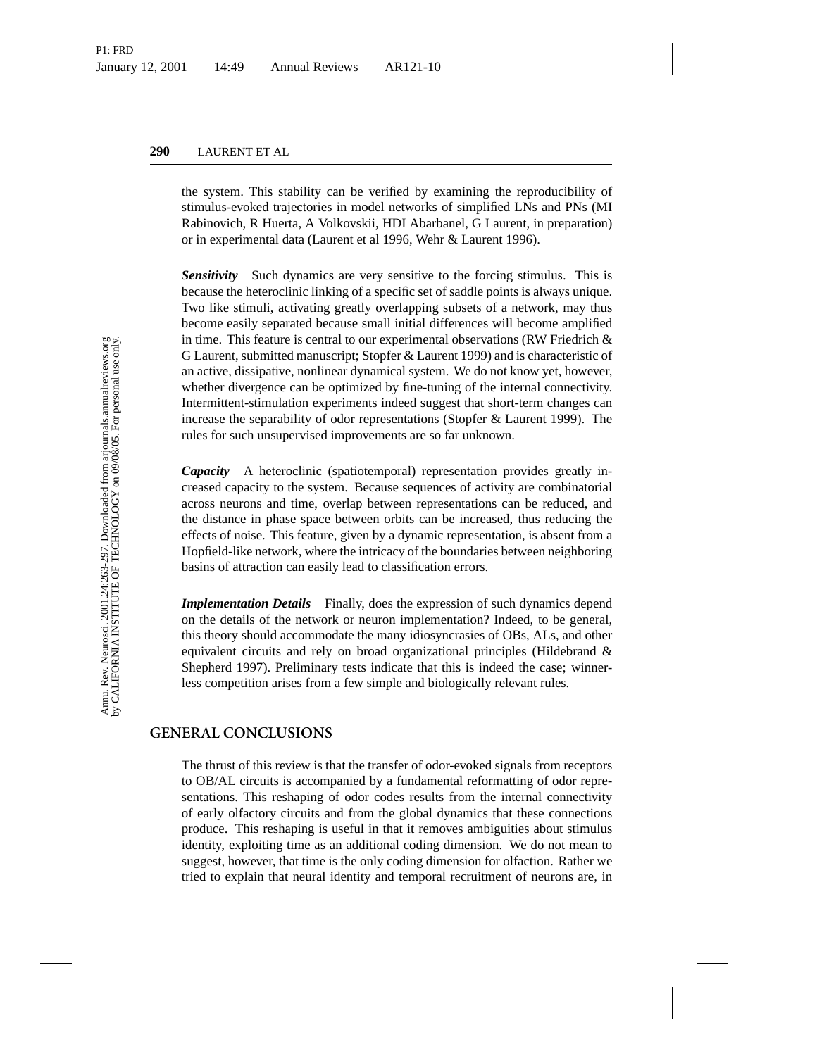the system. This stability can be verified by examining the reproducibility of stimulus-evoked trajectories in model networks of simplified LNs and PNs (MI Rabinovich, R Huerta, A Volkovskii, HDI Abarbanel, G Laurent, in preparation) or in experimental data (Laurent et al 1996, Wehr & Laurent 1996).

***Sensitivity*** Such dynamics are very sensitive to the forcing stimulus. This is because the heteroclinic linking of a specific set of saddle points is always unique. Two like stimuli, activating greatly overlapping subsets of a network, may thus become easily separated because small initial differences will become amplified in time. This feature is central to our experimental observations (RW Friedrich & G Laurent, submitted manuscript; Stopfer & Laurent 1999) and is characteristic of an active, dissipative, nonlinear dynamical system. We do not know yet, however, whether divergence can be optimized by fine-tuning of the internal connectivity. Intermittent-stimulation experiments indeed suggest that short-term changes can increase the separability of odor representations (Stopfer & Laurent 1999). The rules for such unsupervised improvements are so far unknown.

***Capacity*** A heteroclinic (spatiotemporal) representation provides greatly increased capacity to the system. Because sequences of activity are combinatorial across neurons and time, overlap between representations can be reduced, and the distance in phase space between orbits can be increased, thus reducing the effects of noise. This feature, given by a dynamic representation, is absent from a Hopfield-like network, where the intricacy of the boundaries between neighboring basins of attraction can easily lead to classification errors.

***Implementation Details*** Finally, does the expression of such dynamics depend on the details of the network or neuron implementation? Indeed, to be general, this theory should accommodate the many idiosyncrasies of OBs, ALs, and other equivalent circuits and rely on broad organizational principles (Hildebrand & Shepherd 1997). Preliminary tests indicate that this is indeed the case; winnerless competition arises from a few simple and biologically relevant rules.

## GENERAL CONCLUSIONS

The thrust of this review is that the transfer of odor-evoked signals from receptors to OB/AL circuits is accompanied by a fundamental reformatting of odor representations. This reshaping of odor codes results from the internal connectivity of early olfactory circuits and from the global dynamics that these connections produce. This reshaping is useful in that it removes ambiguities about stimulus identity, exploiting time as an additional coding dimension. We do not mean to suggest, however, that time is the only coding dimension for olfaction. Rather we tried to explain that neural identity and temporal recruitment of neurons are, in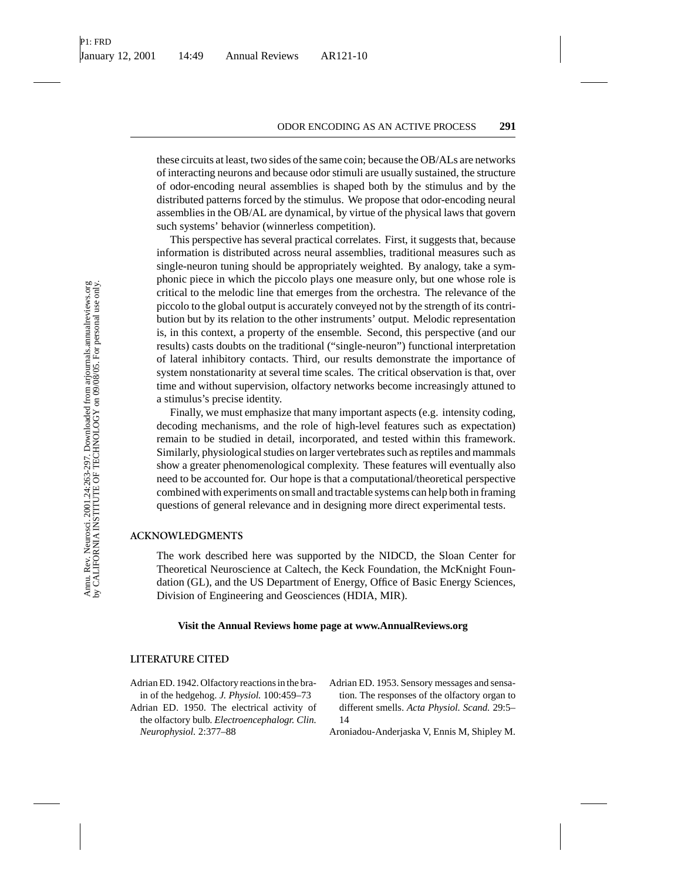these circuits at least, two sides of the same coin; because the OB/ALs are networks of interacting neurons and because odor stimuli are usually sustained, the structure of odor-encoding neural assemblies is shaped both by the stimulus and by the distributed patterns forced by the stimulus. We propose that odor-encoding neural assemblies in the OB/AL are dynamical, by virtue of the physical laws that govern such systems' behavior (winnerless competition).

This perspective has several practical correlates. First, it suggests that, because information is distributed across neural assemblies, traditional measures such as single-neuron tuning should be appropriately weighted. By analogy, take a symphonic piece in which the piccolo plays one measure only, but one whose role is critical to the melodic line that emerges from the orchestra. The relevance of the piccolo to the global output is accurately conveyed not by the strength of its contribution but by its relation to the other instruments' output. Melodic representation is, in this context, a property of the ensemble. Second, this perspective (and our results) casts doubts on the traditional ("single-neuron") functional interpretation of lateral inhibitory contacts. Third, our results demonstrate the importance of system nonstationarity at several time scales. The critical observation is that, over time and without supervision, olfactory networks become increasingly attuned to a stimulus's precise identity.

Finally, we must emphasize that many important aspects (e.g. intensity coding, decoding mechanisms, and the role of high-level features such as expectation) remain to be studied in detail, incorporated, and tested within this framework. Similarly, physiological studies on larger vertebrates such as reptiles and mammals show a greater phenomenological complexity. These features will eventually also need to be accounted for. Our hope is that a computational/theoretical perspective combined with experiments on small and tractable systems can help both in framing questions of general relevance and in designing more direct experimental tests.

## ACKNOWLEDGMENTS

The work described here was supported by the NIDCD, the Sloan Center for Theoretical Neuroscience at Caltech, the Keck Foundation, the McKnight Foundation (GL), and the US Department of Energy, Office of Basic Energy Sciences, Division of Engineering and Geosciences (HDIA, MIR).

**Visit the Annual Reviews home page at www.AnnualReviews.org**

## LITERATURE CITED

Adrian ED. 1942. Olfactory reactions in the brain of the hedgehog. *J. Physiol.* 100:459–73

Adrian ED. 1950. The electrical activity of the olfactory bulb. *Electroencephalogr. Clin. Neurophysiol.* 2:377–88

Adrian ED. 1953. Sensory messages and sensation. The responses of the olfactory organ to different smells. *Acta Physiol. Scand.* 29:5–14

Aroniadou-Anderjaska V, Ennis M, Shipley M.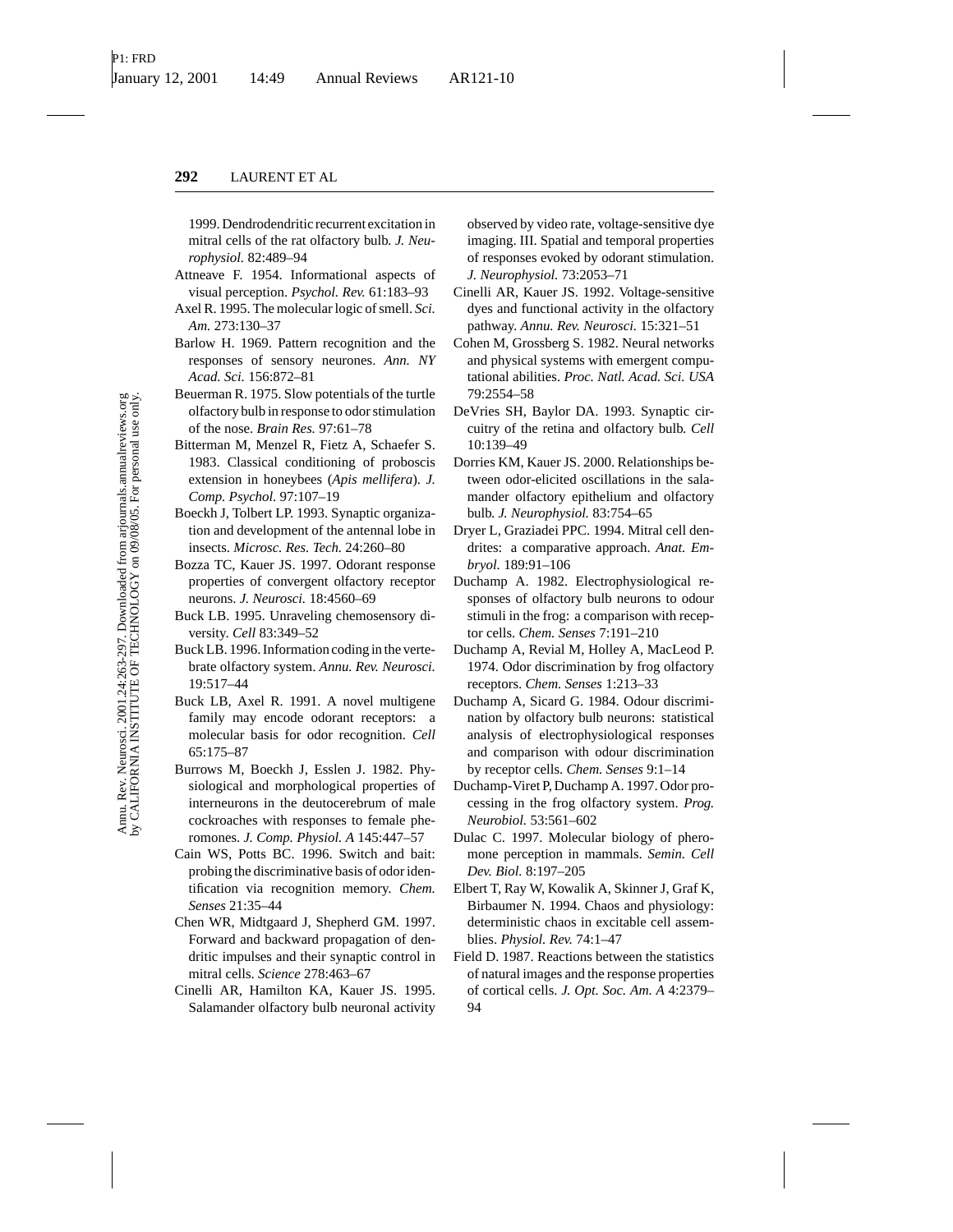1999. Dendrodendritic recurrent excitation in mitral cells of the rat olfactory bulb. *J. Neurophysiol.* 82:489–94

Attneave F. 1954. Informational aspects of visual perception. *Psychol. Rev.* 61:183–93

Axel R. 1995. The molecular logic of smell. *Sci. Am.* 273:130–37

Barlow H. 1969. Pattern recognition and the responses of sensory neurones. *Ann. NY Acad. Sci.* 156:872–81

Beuerman R. 1975. Slow potentials of the turtle olfactory bulb in response to odor stimulation of the nose. *Brain Res.* 97:61–78

Bitterman M, Menzel R, Fietz A, Schaefer S. 1983. Classical conditioning of proboscis extension in honeybees (*Apis mellifera*). *J. Comp. Psychol.* 97:107–19

Boeckh J, Tolbert LP. 1993. Synaptic organization and development of the antennal lobe in insects. *Microsc. Res. Tech.* 24:260–80

Bozza TC, Kauer JS. 1997. Odorant response properties of convergent olfactory receptor neurons. *J. Neurosci.* 18:4560–69

Buck LB. 1995. Unraveling chemosensory diversity. *Cell* 83:349–52

Buck LB. 1996. Information coding in the vertebrate olfactory system. *Annu. Rev. Neurosci.* 19:517–44

Buck LB, Axel R. 1991. A novel multigene family may encode odorant receptors: a molecular basis for odor recognition. *Cell* 65:175–87

Burrows M, Boeckh J, Esslen J. 1982. Physiological and morphological properties of interneurons in the deutocerebrum of male cockroaches with responses to female pheromones. *J. Comp. Physiol. A* 145:447–57

Cain WS, Potts BC. 1996. Switch and bait: probing the discriminative basis of odor identification via recognition memory. *Chem. Senses* 21:35–44

Chen WR, Midtgaard J, Shepherd GM. 1997. Forward and backward propagation of dendritic impulses and their synaptic control in mitral cells. *Science* 278:463–67

Cinelli AR, Hamilton KA, Kauer JS. 1995. Salamander olfactory bulb neuronal activity observed by video rate, voltage-sensitive dye imaging. III. Spatial and temporal properties of responses evoked by odorant stimulation. *J. Neurophysiol.* 73:2053–71

Cinelli AR, Kauer JS. 1992. Voltage-sensitive dyes and functional activity in the olfactory pathway. *Annu. Rev. Neurosci.* 15:321–51

Cohen M, Grossberg S. 1982. Neural networks and physical systems with emergent computational abilities. *Proc. Natl. Acad. Sci. USA* 79:2554–58

DeVries SH, Baylor DA. 1993. Synaptic circuitry of the retina and olfactory bulb. *Cell* 10:139–49

Dorries KM, Kauer JS. 2000. Relationships between odor-elicited oscillations in the salamander olfactory epithelium and olfactory bulb. *J. Neurophysiol.* 83:754–65

Dryer L, Graziadei PPC. 1994. Mitral cell dendrites: a comparative approach. *Anat. Embryol.* 189:91–106

Duchamp A. 1982. Electrophysiological responses of olfactory bulb neurons to odour stimuli in the frog: a comparison with receptor cells. *Chem. Senses* 7:191–210

Duchamp A, Revial M, Holley A, MacLeod P. 1974. Odor discrimination by frog olfactory receptors. *Chem. Senses* 1:213–33

Duchamp A, Sicard G. 1984. Odour discrimination by olfactory bulb neurons: statistical analysis of electrophysiological responses and comparison with odour discrimination by receptor cells. *Chem. Senses* 9:1–14

Duchamp-Viret P, Duchamp A. 1997. Odor processing in the frog olfactory system. *Prog. Neurobiol.* 53:561–602

Dulac C. 1997. Molecular biology of pheromone perception in mammals. *Semin. Cell Dev. Biol.* 8:197–205

Elbert T, Ray W, Kowalik A, Skinner J, Graf K, Birbaumer N. 1994. Chaos and physiology: deterministic chaos in excitable cell assemblies. *Physiol. Rev.* 74:1–47

Field D. 1987. Reactions between the statistics of natural images and the response properties of cortical cells. *J. Opt. Soc. Am. A* 4:2379–94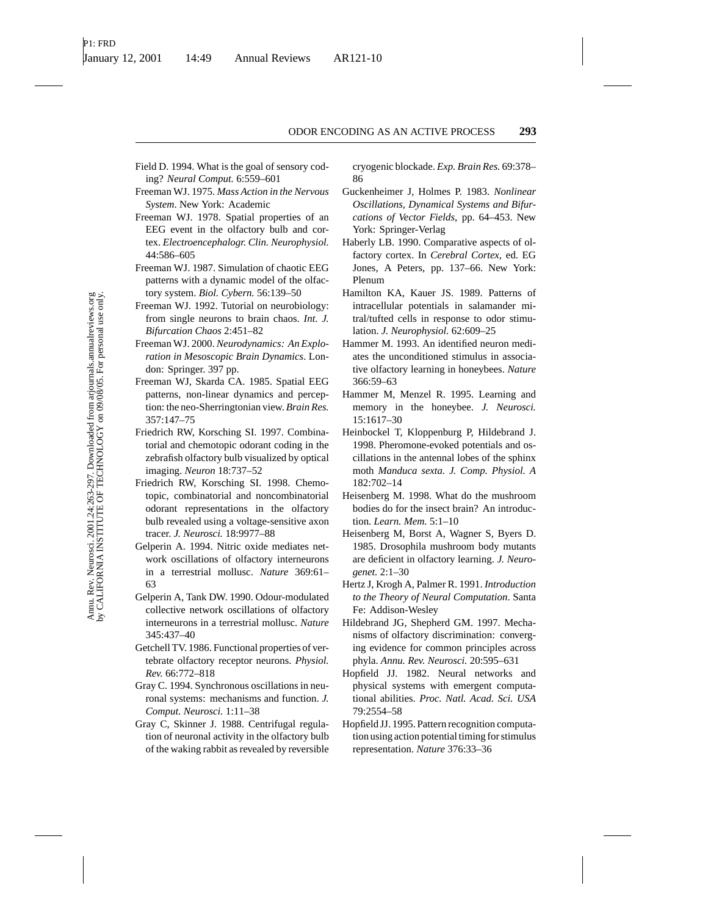Field D. 1994. What is the goal of sensory coding? *Neural Comput.* 6:559–601

Freeman WJ. 1975. *Mass Action in the Nervous System*. New York: Academic

Freeman WJ. 1978. Spatial properties of an EEG event in the olfactory bulb and cortex. *Electroencephalogr. Clin. Neurophysiol.* 44:586–605

Freeman WJ. 1987. Simulation of chaotic EEG patterns with a dynamic model of the olfactory system. *Biol. Cybern.* 56:139–50

Freeman WJ. 1992. Tutorial on neurobiology: from single neurons to brain chaos. *Int. J. Bifurcation Chaos* 2:451–82

Freeman WJ. 2000. *Neurodynamics: An Exploration in Mesoscopic Brain Dynamics*. London: Springer. 397 pp.

Freeman WJ, Skarda CA. 1985. Spatial EEG patterns, non-linear dynamics and perception: the neo-Sherringtonian view. *Brain Res.* 357:147–75

Friedrich RW, Korsching SI. 1997. Combinatorial and chemotopic odorant coding in the zebrafish olfactory bulb visualized by optical imaging. *Neuron* 18:737–52

Friedrich RW, Korsching SI. 1998. Chemotopic, combinatorial and noncombinatorial odorant representations in the olfactory bulb revealed using a voltage-sensitive axon tracer. *J. Neurosci.* 18:9977–88

Gelperin A. 1994. Nitric oxide mediates network oscillations of olfactory interneurons in a terrestrial mollusc. *Nature* 369:61–63

Gelperin A, Tank DW. 1990. Odour-modulated collective network oscillations of olfactory interneurons in a terrestrial mollusc. *Nature* 345:437–40

Getchell TV. 1986. Functional properties of vertebrate olfactory receptor neurons. *Physiol. Rev.* 66:772–818

Gray C. 1994. Synchronous oscillations in neuronal systems: mechanisms and function. *J. Comput. Neurosci.* 1:11–38

Gray C, Skinner J. 1988. Centrifugal regulation of neuronal activity in the olfactory bulb of the waking rabbit as revealed by reversible cryogenic blockade. *Exp. Brain Res.* 69:378–86

Guckenheimer J, Holmes P. 1983. *Nonlinear Oscillations, Dynamical Systems and Bifurcations of Vector Fields*, pp. 64–453. New York: Springer-Verlag

Haberly LB. 1990. Comparative aspects of olfactory cortex. In *Cerebral Cortex*, ed. EG Jones, A Peters, pp. 137–66. New York: Plenum

Hamilton KA, Kauer JS. 1989. Patterns of intracellular potentials in salamander mitral/tufted cells in response to odor stimulation. *J. Neurophysiol.* 62:609–25

Hammer M. 1993. An identified neuron mediates the unconditioned stimulus in associative olfactory learning in honeybees. *Nature* 366:59–63

Hammer M, Menzel R. 1995. Learning and memory in the honeybee. *J. Neurosci.* 15:1617–30

Heinbockel T, Kloppenburg P, Hildebrand J. 1998. Pheromone-evoked potentials and oscillations in the antennal lobes of the sphinx moth *Manduca sexta*. *J. Comp. Physiol. A* 182:702–14

Heisenberg M. 1998. What do the mushroom bodies do for the insect brain? An introduction. *Learn. Mem.* 5:1–10

Heisenberg M, Borst A, Wagner S, Byers D. 1985. Drosophila mushroom body mutants are deficient in olfactory learning. *J. Neurogenet.* 2:1–30

Hertz J, Krogh A, Palmer R. 1991. *Introduction to the Theory of Neural Computation*. Santa Fe: Addison-Wesley

Hildebrand JG, Shepherd GM. 1997. Mechanisms of olfactory discrimination: converging evidence for common principles across phyla. *Annu. Rev. Neurosci.* 20:595–631

Hopfield JJ. 1982. Neural networks and physical systems with emergent computational abilities. *Proc. Natl. Acad. Sci. USA* 79:2554–58

Hopfield JJ. 1995. Pattern recognition computation using action potential timing for stimulus representation. *Nature* 376:33–36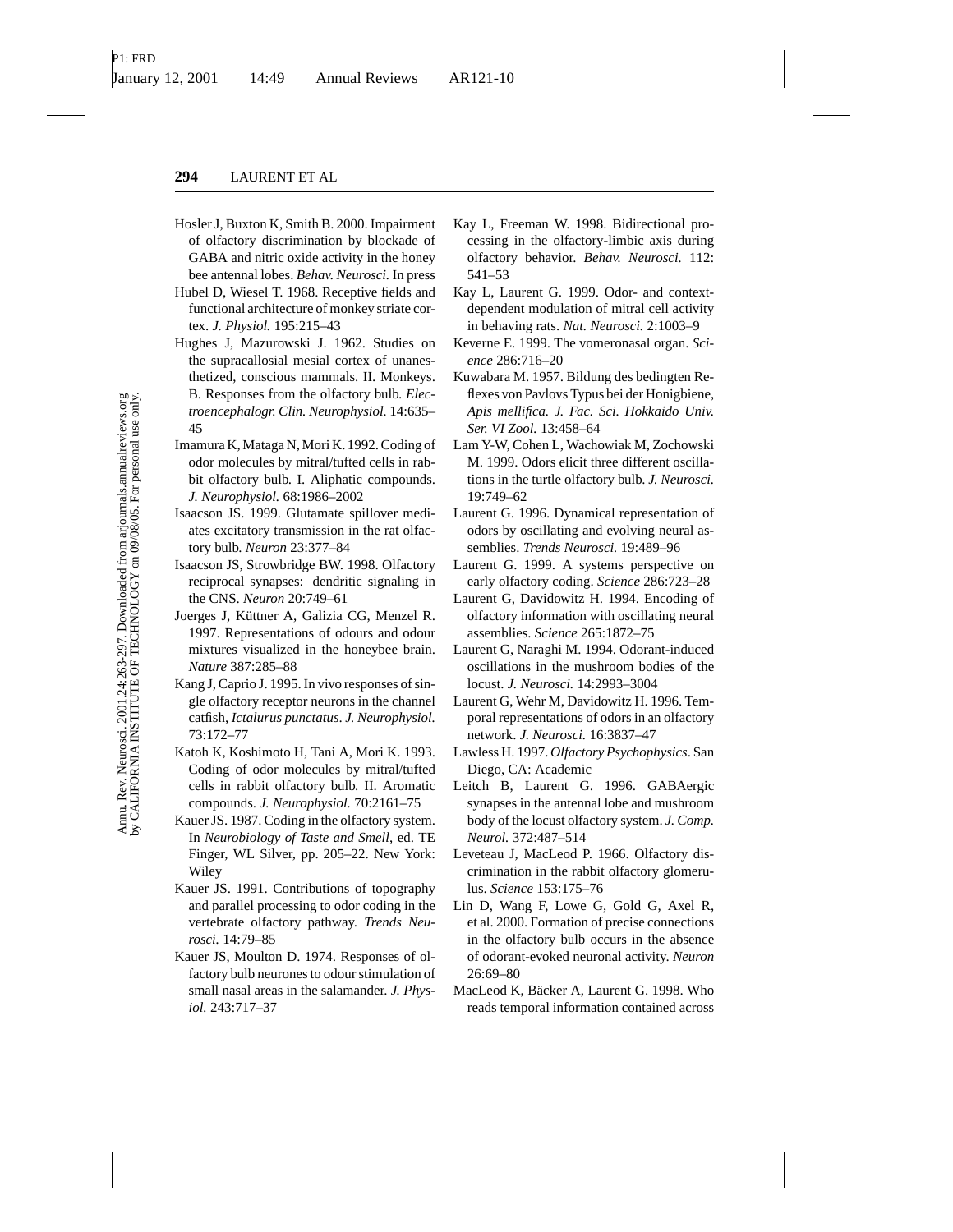Hosler J, Buxton K, Smith B. 2000. Impairment of olfactory discrimination by blockade of GABA and nitric oxide activity in the honey bee antennal lobes. *Behav. Neurosci.* In press

Hubel D, Wiesel T. 1968. Receptive fields and functional architecture of monkey striate cortex. *J. Physiol.* 195:215–43

Hughes J, Mazurowski J. 1962. Studies on the supracallosial mesial cortex of unanesthetized, conscious mammals. II. Monkeys. B. Responses from the olfactory bulb. *Electroencephalogr. Clin. Neurophysiol.* 14:635–45

Imamura K, Mataga N, Mori K. 1992. Coding of odor molecules by mitral/tufted cells in rabbit olfactory bulb. I. Aliphatic compounds. *J. Neurophysiol.* 68:1986–2002

Isaacson JS. 1999. Glutamate spillover mediates excitatory transmission in the rat olfactory bulb. *Neuron* 23:377–84

Isaacson JS, Strowbridge BW. 1998. Olfactory reciprocal synapses: dendritic signaling in the CNS. *Neuron* 20:749–61

Joerges J, Küttner A, Galizia CG, Menzel R. 1997. Representations of odours and odour mixtures visualized in the honeybee brain. *Nature* 387:285–88

Kang J, Caprio J. 1995. In vivo responses of single olfactory receptor neurons in the channel catfish, *Ictalurus punctatus*. *J. Neurophysiol.* 73:172–77

Katoh K, Koshimoto H, Tani A, Mori K. 1993. Coding of odor molecules by mitral/tufted cells in rabbit olfactory bulb. II. Aromatic compounds. *J. Neurophysiol.* 70:2161–75

Kauer JS. 1987. Coding in the olfactory system. In *Neurobiology of Taste and Smell*, ed. TE Finger, WL Silver, pp. 205–22. New York: Wiley

Kauer JS. 1991. Contributions of topography and parallel processing to odor coding in the vertebrate olfactory pathway. *Trends Neurosci.* 14:79–85

Kauer JS, Moulton D. 1974. Responses of olfactory bulb neurones to odour stimulation of small nasal areas in the salamander. *J. Physiol.* 243:717–37

Kay L, Freeman W. 1998. Bidirectional processing in the olfactory-limbic axis during olfactory behavior. *Behav. Neurosci.* 112: 541–53

Kay L, Laurent G. 1999. Odor- and context-dependent modulation of mitral cell activity in behaving rats. *Nat. Neurosci.* 2:1003–9

Keverne E. 1999. The vomeronasal organ. *Science* 286:716–20

Kuwabara M. 1957. Bildung des bedingten Reflexes von Pavlovs Typus bei der Honigbiene, *Apis mellifica*. *J. Fac. Sci. Hokkaido Univ. Ser. VI Zool.* 13:458–64

Lam Y-W, Cohen L, Wachowiak M, Zochowski M. 1999. Odors elicit three different oscillations in the turtle olfactory bulb. *J. Neurosci.* 19:749–62

Laurent G. 1996. Dynamical representation of odors by oscillating and evolving neural assemblies. *Trends Neurosci.* 19:489–96

Laurent G. 1999. A systems perspective on early olfactory coding. *Science* 286:723–28

Laurent G, Davidowitz H. 1994. Encoding of olfactory information with oscillating neural assemblies. *Science* 265:1872–75

Laurent G, Naraghi M. 1994. Odorant-induced oscillations in the mushroom bodies of the locust. *J. Neurosci.* 14:2993–3004

Laurent G, Wehr M, Davidowitz H. 1996. Temporal representations of odors in an olfactory network. *J. Neurosci.* 16:3837–47

Lawless H. 1997. *Olfactory Psychophysics*. San Diego, CA: Academic

Leitch B, Laurent G. 1996. GABAergic synapses in the antennal lobe and mushroom body of the locust olfactory system. *J. Comp. Neurol.* 372:487–514

Leveteau J, MacLeod P. 1966. Olfactory discrimination in the rabbit olfactory glomerulus. *Science* 153:175–76

Lin D, Wang F, Lowe G, Gold G, Axel R, et al. 2000. Formation of precise connections in the olfactory bulb occurs in the absence of odorant-evoked neuronal activity. *Neuron* 26:69–80

MacLeod K, Bäcker A, Laurent G. 1998. Who reads temporal information contained across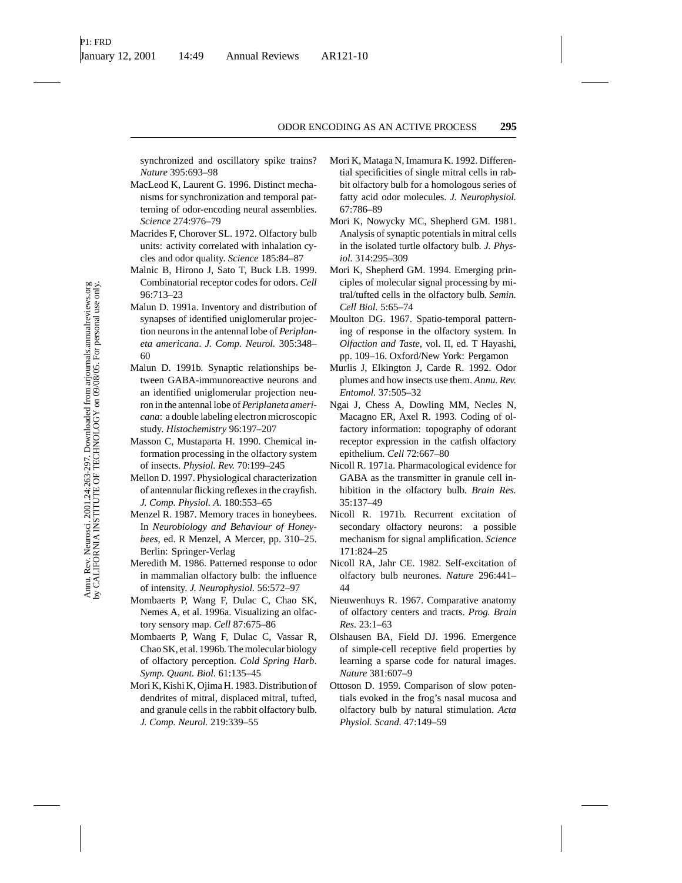synchronized and oscillatory spike trains? *Nature* 395:693–98

MacLeod K, Laurent G. 1996. Distinct mechanisms for synchronization and temporal patterning of odor-encoding neural assemblies. *Science* 274:976–79

Macrides F, Chorover SL. 1972. Olfactory bulb units: activity correlated with inhalation cycles and odor quality. *Science* 185:84–87

Malnic B, Hirono J, Sato T, Buck LB. 1999. Combinatorial receptor codes for odors. *Cell* 96:713–23

Malun D. 1991a. Inventory and distribution of synapses of identified uniglomerular projection neurons in the antennal lobe of *Periplaneta americana*. *J. Comp. Neurol.* 305:348–60

Malun D. 1991b. Synaptic relationships between GABA-immunoreactive neurons and an identified uniglomerular projection neuron in the antennal lobe of *Periplaneta americana*: a double labeling electron microscopic study. *Histochemistry* 96:197–207

Masson C, Mustaparta H. 1990. Chemical information processing in the olfactory system of insects. *Physiol. Rev.* 70:199–245

Mellon D. 1997. Physiological characterization of antennular flicking reflexes in the crayfish. *J. Comp. Physiol. A.* 180:553–65

Menzel R. 1987. Memory traces in honeybees. In *Neurobiology and Behaviour of Honeybees*, ed. R Menzel, A Mercer, pp. 310–25. Berlin: Springer-Verlag

Meredith M. 1986. Patterned response to odor in mammalian olfactory bulb: the influence of intensity. *J. Neurophysiol.* 56:572–97

Mombaerts P, Wang F, Dulac C, Chao SK, Nemes A, et al. 1996a. Visualizing an olfactory sensory map. *Cell* 87:675–86

Mombaerts P, Wang F, Dulac C, Vassar R, Chao SK, et al. 1996b. The molecular biology of olfactory perception. *Cold Spring Harb. Symp. Quant. Biol.* 61:135–45

Mori K, Kishi K, Ojima H. 1983. Distribution of dendrites of mitral, displaced mitral, tufted, and granule cells in the rabbit olfactory bulb. *J. Comp. Neurol.* 219:339–55

Mori K, Mataga N, Imamura K. 1992. Differential specificities of single mitral cells in rabbit olfactory bulb for a homologous series of fatty acid odor molecules. *J. Neurophysiol.* 67:786–89

Mori K, Nowycky MC, Shepherd GM. 1981. Analysis of synaptic potentials in mitral cells in the isolated turtle olfactory bulb. *J. Physiol.* 314:295–309

Mori K, Shepherd GM. 1994. Emerging principles of molecular signal processing by mitral/tufted cells in the olfactory bulb. *Semin. Cell Biol.* 5:65–74

Moulton DG. 1967. Spatio-temporal patterning of response in the olfactory system. In *Olfaction and Taste*, vol. II, ed. T Hayashi, pp. 109–16. Oxford/New York: Pergamon

Murlis J, Elkington J, Carde R. 1992. Odor plumes and how insects use them. *Annu. Rev. Entomol.* 37:505–32

Ngai J, Chess A, Dowling MM, Necles N, Macagno ER, Axel R. 1993. Coding of olfactory information: topography of odorant receptor expression in the catfish olfactory epithelium. *Cell* 72:667–80

Nicoll R. 1971a. Pharmacological evidence for GABA as the transmitter in granule cell inhibition in the olfactory bulb. *Brain Res.* 35:137–49

Nicoll R. 1971b. Recurrent excitation of secondary olfactory neurons: a possible mechanism for signal amplification. *Science* 171:824–25

Nicoll RA, Jahr CE. 1982. Self-excitation of olfactory bulb neurones. *Nature* 296:441–44

Nieuwenhuys R. 1967. Comparative anatomy of olfactory centers and tracts. *Prog. Brain Res.* 23:1–63

Olshausen BA, Field DJ. 1996. Emergence of simple-cell receptive field properties by learning a sparse code for natural images. *Nature* 381:607–9

Ottoson D. 1959. Comparison of slow potentials evoked in the frog's nasal mucosa and olfactory bulb by natural stimulation. *Acta Physiol. Scand.* 47:149–59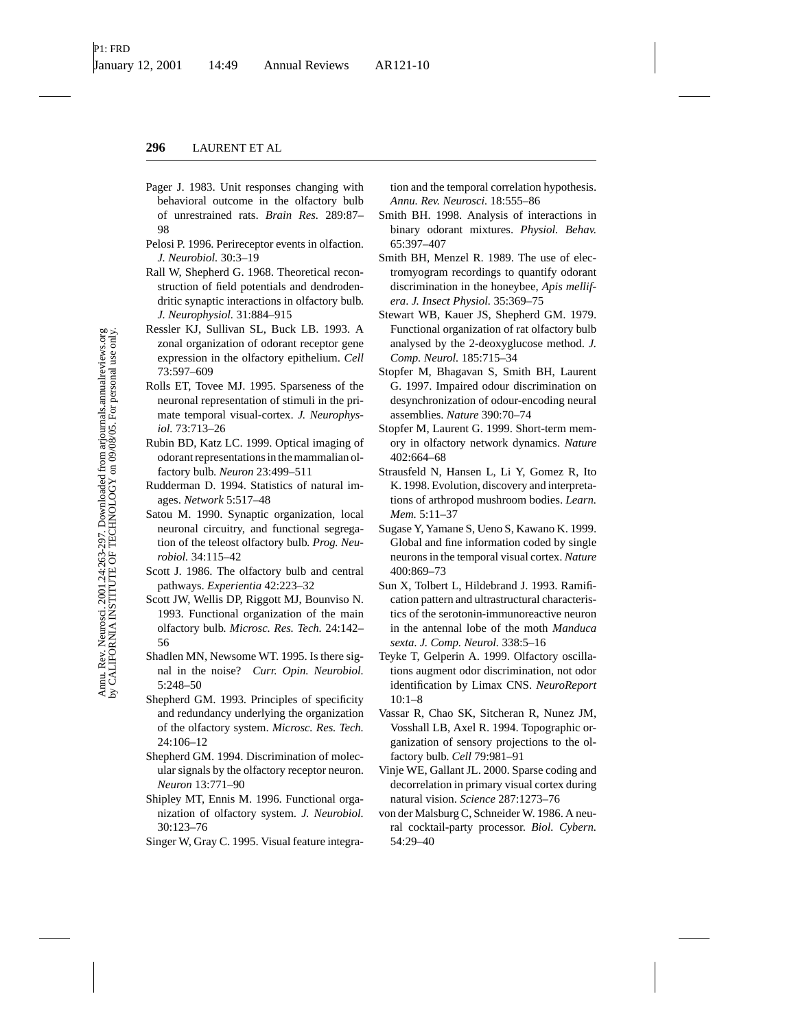Pager J. 1983. Unit responses changing with behavioral outcome in the olfactory bulb of unrestrained rats. *Brain Res.* 289:87–98

Pelosi P. 1996. Perireceptor events in olfaction. *J. Neurobiol.* 30:3–19

Rall W, Shepherd G. 1968. Theoretical reconstruction of field potentials and dendrodendritic synaptic interactions in olfactory bulb. *J. Neurophysiol.* 31:884–915

Ressler KJ, Sullivan SL, Buck LB. 1993. A zonal organization of odorant receptor gene expression in the olfactory epithelium. *Cell* 73:597–609

Rolls ET, Tovee MJ. 1995. Sparseness of the neuronal representation of stimuli in the primate temporal visual-cortex. *J. Neurophysiol.* 73:713–26

Rubin BD, Katz LC. 1999. Optical imaging of odorant representations in the mammalian olfactory bulb. *Neuron* 23:499–511

Rudderman D. 1994. Statistics of natural images. *Network* 5:517–48

Satou M. 1990. Synaptic organization, local neuronal circuitry, and functional segregation of the teleost olfactory bulb. *Prog. Neurobiol.* 34:115–42

Scott J. 1986. The olfactory bulb and central pathways. *Experientia* 42:223–32

Scott JW, Wellis DP, Riggott MJ, Bounviso N. 1993. Functional organization of the main olfactory bulb. *Microsc. Res. Tech.* 24:142–56

Shadlen MN, Newsome WT. 1995. Is there signal in the noise? *Curr. Opin. Neurobiol.* 5:248–50

Shepherd GM. 1993. Principles of specificity and redundancy underlying the organization of the olfactory system. *Microsc. Res. Tech.* 24:106–12

Shepherd GM. 1994. Discrimination of molecular signals by the olfactory receptor neuron. *Neuron* 13:771–90

Shipley MT, Ennis M. 1996. Functional organization of olfactory system. *J. Neurobiol.* 30:123–76

Singer W, Gray C. 1995. Visual feature integration and the temporal correlation hypothesis. *Annu. Rev. Neurosci.* 18:555–86

Smith BH. 1998. Analysis of interactions in binary odorant mixtures. *Physiol. Behav.* 65:397–407

Smith BH, Menzel R. 1989. The use of electromyogram recordings to quantify odorant discrimination in the honeybee, *Apis mellifera*. *J. Insect Physiol.* 35:369–75

Stewart WB, Kauer JS, Shepherd GM. 1979. Functional organization of rat olfactory bulb analysed by the 2-deoxyglucose method. *J. Comp. Neurol.* 185:715–34

Stopfer M, Bhagavan S, Smith BH, Laurent G. 1997. Impaired odour discrimination on desynchronization of odour-encoding neural assemblies. *Nature* 390:70–74

Stopfer M, Laurent G. 1999. Short-term memory in olfactory network dynamics. *Nature* 402:664–68

Strausfeld N, Hansen L, Li Y, Gomez R, Ito K. 1998. Evolution, discovery and interpretations of arthropod mushroom bodies. *Learn. Mem.* 5:11–37

Sugase Y, Yamane S, Ueno S, Kawano K. 1999. Global and fine information coded by single neurons in the temporal visual cortex. *Nature* 400:869–73

Sun X, Tolbert L, Hildebrand J. 1993. Ramification pattern and ultrastructural characteristics of the serotonin-immunoreactive neuron in the antennal lobe of the moth *Manduca sexta*. *J. Comp. Neurol.* 338:5–16

Teyke T, Gelperin A. 1999. Olfactory oscillations augment odor discrimination, not odor identification by Limax CNS. *NeuroReport* 10:1–8

Vassar R, Chao SK, Sitcheran R, Nunez JM, Vosshall LB, Axel R. 1994. Topographic organization of sensory projections to the olfactory bulb. *Cell* 79:981–91

Vinje WE, Gallant JL. 2000. Sparse coding and decorrelation in primary visual cortex during natural vision. *Science* 287:1273–76

von der Malsburg C, Schneider W. 1986. A neural cocktail-party processor. *Biol. Cybern.* 54:29–40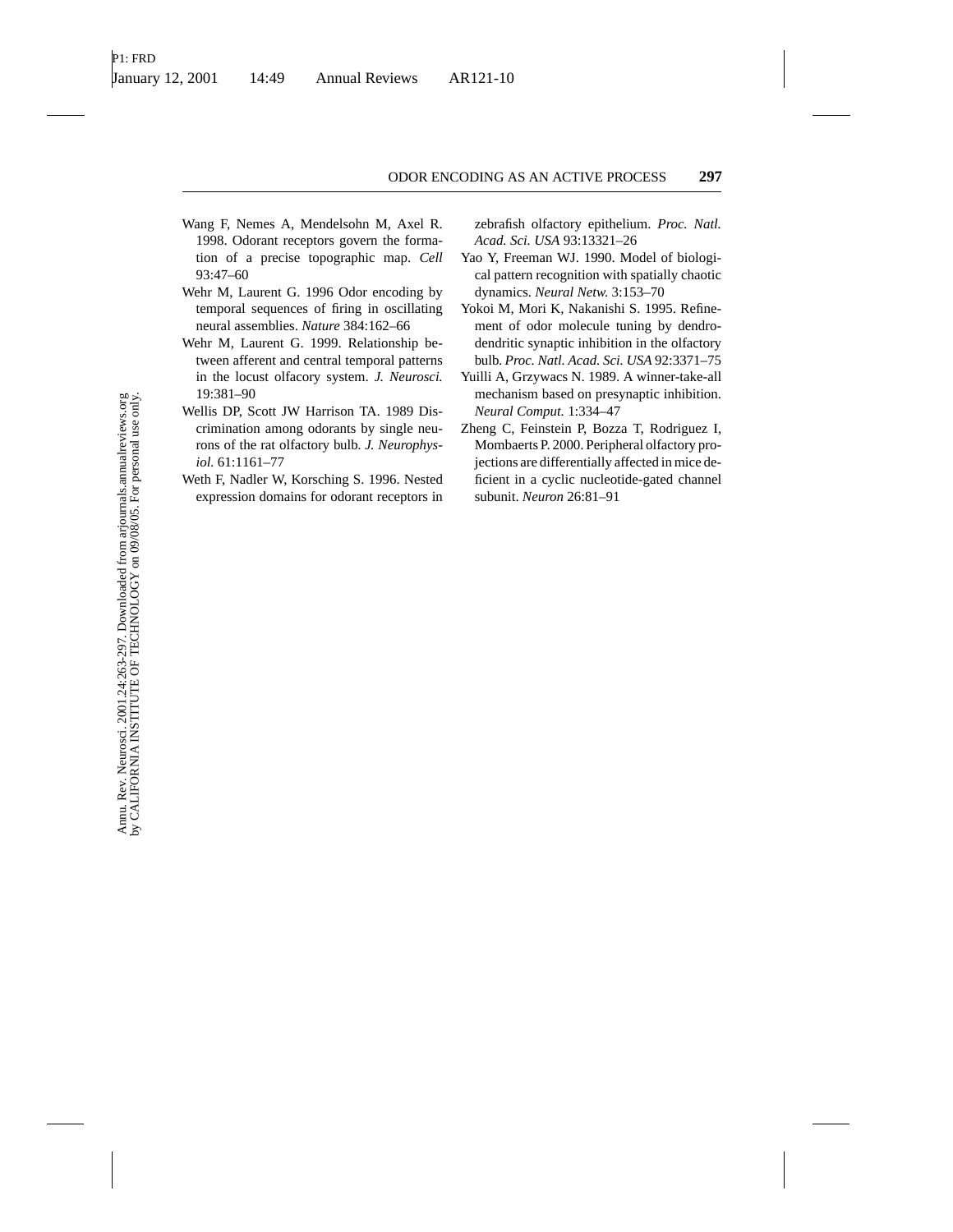Wang F, Nemes A, Mendelsohn M, Axel R. 1998. Odorant receptors govern the formation of a precise topographic map. *Cell* 93:47–60

Wehr M, Laurent G. 1996 Odor encoding by temporal sequences of firing in oscillating neural assemblies. *Nature* 384:162–66

Wehr M, Laurent G. 1999. Relationship between afferent and central temporal patterns in the locust olfacory system. *J. Neurosci.* 19:381–90

Wellis DP, Scott JW Harrison TA. 1989 Discrimination among odorants by single neurons of the rat olfactory bulb. *J. Neurophysiol.* 61:1161–77

Weth F, Nadler W, Korsching S. 1996. Nested expression domains for odorant receptors in zebrafish olfactory epithelium. *Proc. Natl. Acad. Sci. USA* 93:13321–26

Yao Y, Freeman WJ. 1990. Model of biological pattern recognition with spatially chaotic dynamics. *Neural Netw.* 3:153–70

Yokoi M, Mori K, Nakanishi S. 1995. Refinement of odor molecule tuning by dendrodendritic synaptic inhibition in the olfactory bulb. *Proc. Natl. Acad. Sci. USA* 92:3371–75

Yuilli A, Grzywacs N. 1989. A winner-take-all mechanism based on presynaptic inhibition. *Neural Comput.* 1:334–47

Zheng C, Feinstein P, Bozza T, Rodriguez I, Mombaerts P. 2000. Peripheral olfactory projections are differentially affected in mice deficient in a cyclic nucleotide-gated channel subunit. *Neuron* 26:81–91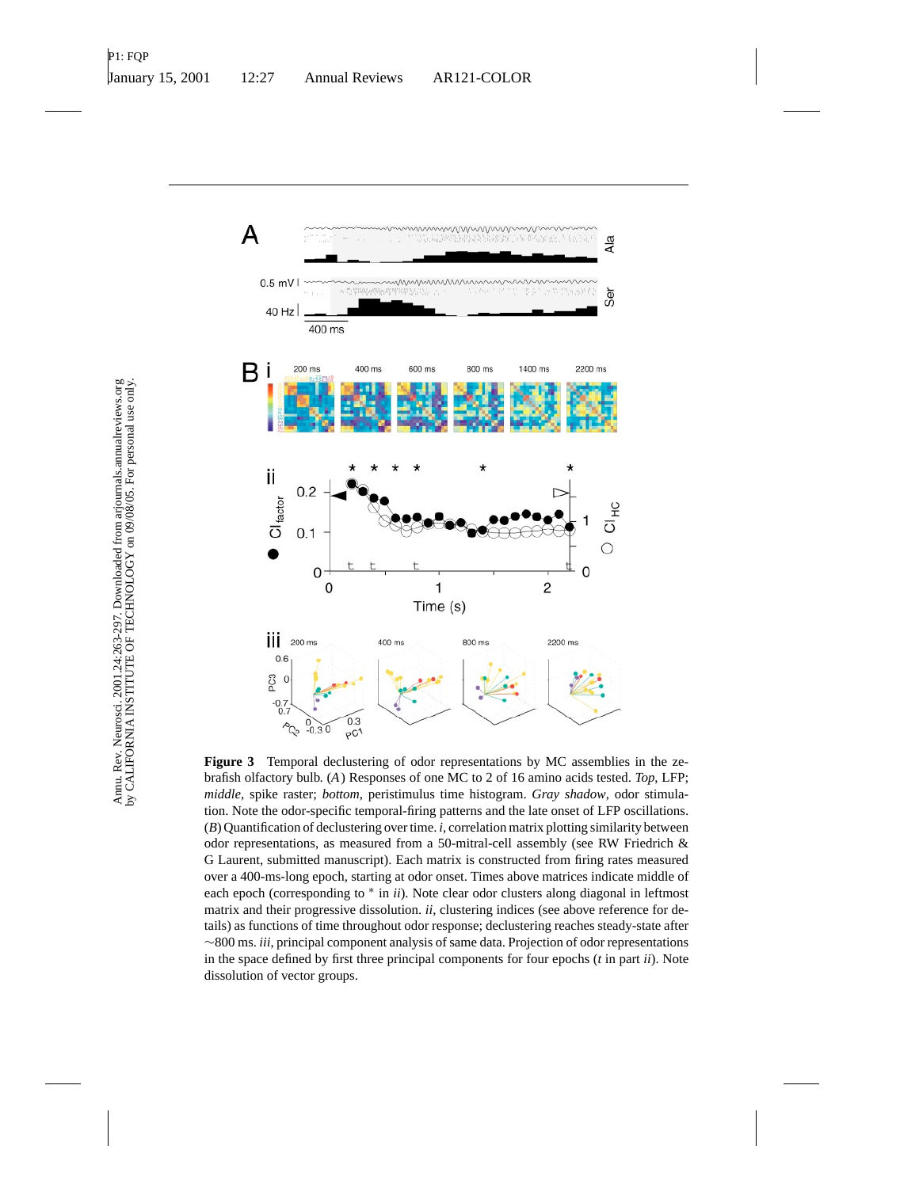**Figure 3** Temporal declustering of odor representations by MC assemblies in the zebrafish olfactory bulb. (*A*) Responses of one MC to 2 of 16 amino acids tested. *Top*, LFP; *middle*, spike raster; *bottom*, peristimulus time histogram. *Gray shadow*, odor stimulation. Note the odor-specific temporal-firing patterns and the late onset of LFP oscillations. (*B*) Quantification of declustering over time. *i*, correlation matrix plotting similarity between odor representations, as measured from a 50-mitral-cell assembly (see RW Friedrich & G Laurent, submitted manuscript). Each matrix is constructed from firing rates measured over a 400-ms-long epoch, starting at odor onset. Times above matrices indicate middle of each epoch (corresponding to * in *ii*). Note clear odor clusters along diagonal in leftmost matrix and their progressive dissolution. *ii*, clustering indices (see above reference for details) as functions of time throughout odor response; declustering reaches steady-state after ~800 ms. *iii*, principal component analysis of same data. Projection of odor representations in the space defined by first three principal components for four epochs (*t* in part *ii*). Note dissolution of vector groups.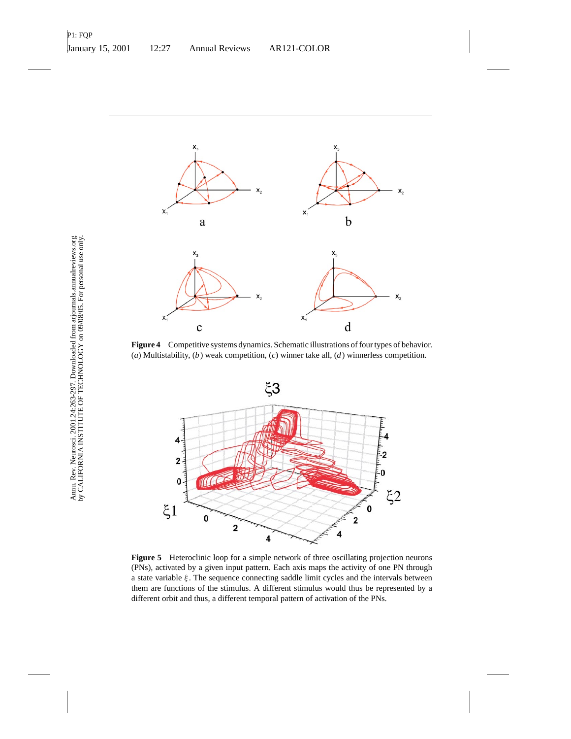**Figure 4** Competitive systems dynamics. Schematic illustrations of four types of behavior. (*a*) Multistability, (*b*) weak competition, (*c*) winner take all, (*d*) winnerless competition.

**Figure 5** Heteroclinic loop for a simple network of three oscillating projection neurons (PNs), activated by a given input pattern. Each axis maps the activity of one PN through a state variable $\xi$. The sequence connecting saddle limit cycles and the intervals between them are functions of the stimulus. A different stimulus would thus be represented by a different orbit and thus, a different temporal pattern of activation of the PNs.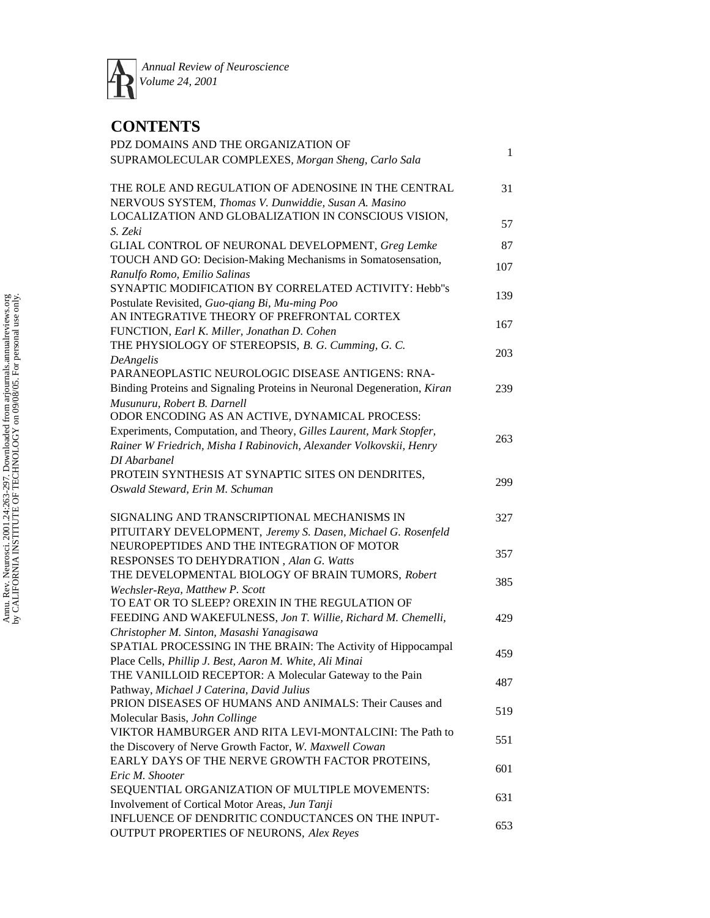*Annual Review of Neuroscience*
*Volume 24, 2001*

# CONTENTS

| | |
|---|---|
| PDZ DOMAINS AND THE ORGANIZATION OF SUPRAMOLECULAR COMPLEXES, *Morgan Sheng, Carlo Sala* | 1 |
| THE ROLE AND REGULATION OF ADENOSINE IN THE CENTRAL NERVOUS SYSTEM, *Thomas V. Dunwiddie, Susan A. Masino* | 31 |
| LOCALIZATION AND GLOBALIZATION IN CONSCIOUS VISION, *S. Zeki* | 57 |
| GLIAL CONTROL OF NEURONAL DEVELOPMENT, *Greg Lemke* | 87 |
| TOUCH AND GO: Decision-Making Mechanisms in Somatosensation, *Ranulfo Romo, Emilio Salinas* | 107 |
| SYNAPTIC MODIFICATION BY CORRELATED ACTIVITY: Hebb''s Postulate Revisited, *Guo-qiang Bi, Mu-ming Poo* | 139 |
| AN INTEGRATIVE THEORY OF PREFRONTAL CORTEX FUNCTION, *Earl K. Miller, Jonathan D. Cohen* | 167 |
| THE PHYSIOLOGY OF STEREOPSIS, *B. G. Cumming, G. C. DeAngelis* | 203 |
| PARANEOPLASTIC NEUROLOGIC DISEASE ANTIGENS: RNA-Binding Proteins and Signaling Proteins in Neuronal Degeneration, *Kiran Musunuru, Robert B. Darnell* | 239 |
| ODOR ENCODING AS AN ACTIVE, DYNAMICAL PROCESS: Experiments, Computation, and Theory, *Gilles Laurent, Mark Stopfer, Rainer W Friedrich, Misha I Rabinovich, Alexander Volkovskii, Henry DI Abarbanel* | 263 |
| PROTEIN SYNTHESIS AT SYNAPTIC SITES ON DENDRITES, *Oswald Steward, Erin M. Schuman* | 299 |
| SIGNALING AND TRANSCRIPTIONAL MECHANISMS IN PITUITARY DEVELOPMENT, *Jeremy S. Dasen, Michael G. Rosenfeld* | 327 |
| NEUROPEPTIDES AND THE INTEGRATION OF MOTOR RESPONSES TO DEHYDRATION , *Alan G. Watts* | 357 |
| THE DEVELOPMENTAL BIOLOGY OF BRAIN TUMORS, *Robert Wechsler-Reya, Matthew P. Scott* | 385 |
| TO EAT OR TO SLEEP? OREXIN IN THE REGULATION OF FEEDING AND WAKEFULNESS, *Jon T. Willie, Richard M. Chemelli, Christopher M. Sinton, Masashi Yanagisawa* | 429 |
| SPATIAL PROCESSING IN THE BRAIN: The Activity of Hippocampal Place Cells, *Phillip J. Best, Aaron M. White, Ali Minai* | 459 |
| THE VANILLOID RECEPTOR: A Molecular Gateway to the Pain Pathway, *Michael J Caterina, David Julius* | 487 |
| PRION DISEASES OF HUMANS AND ANIMALS: Their Causes and Molecular Basis, *John Collinge* | 519 |
| VIKTOR HAMBURGER AND RITA LEVI-MONTALCINI: The Path to the Discovery of Nerve Growth Factor, *W. Maxwell Cowan* | 551 |
| EARLY DAYS OF THE NERVE GROWTH FACTOR PROTEINS, *Eric M. Shooter* | 601 |
| SEQUENTIAL ORGANIZATION OF MULTIPLE MOVEMENTS: Involvement of Cortical Motor Areas, *Jun Tanji* | 631 |
| INFLUENCE OF DENDRITIC CONDUCTANCES ON THE INPUT-OUTPUT PROPERTIES OF NEURONS, *Alex Reyes* | 653 |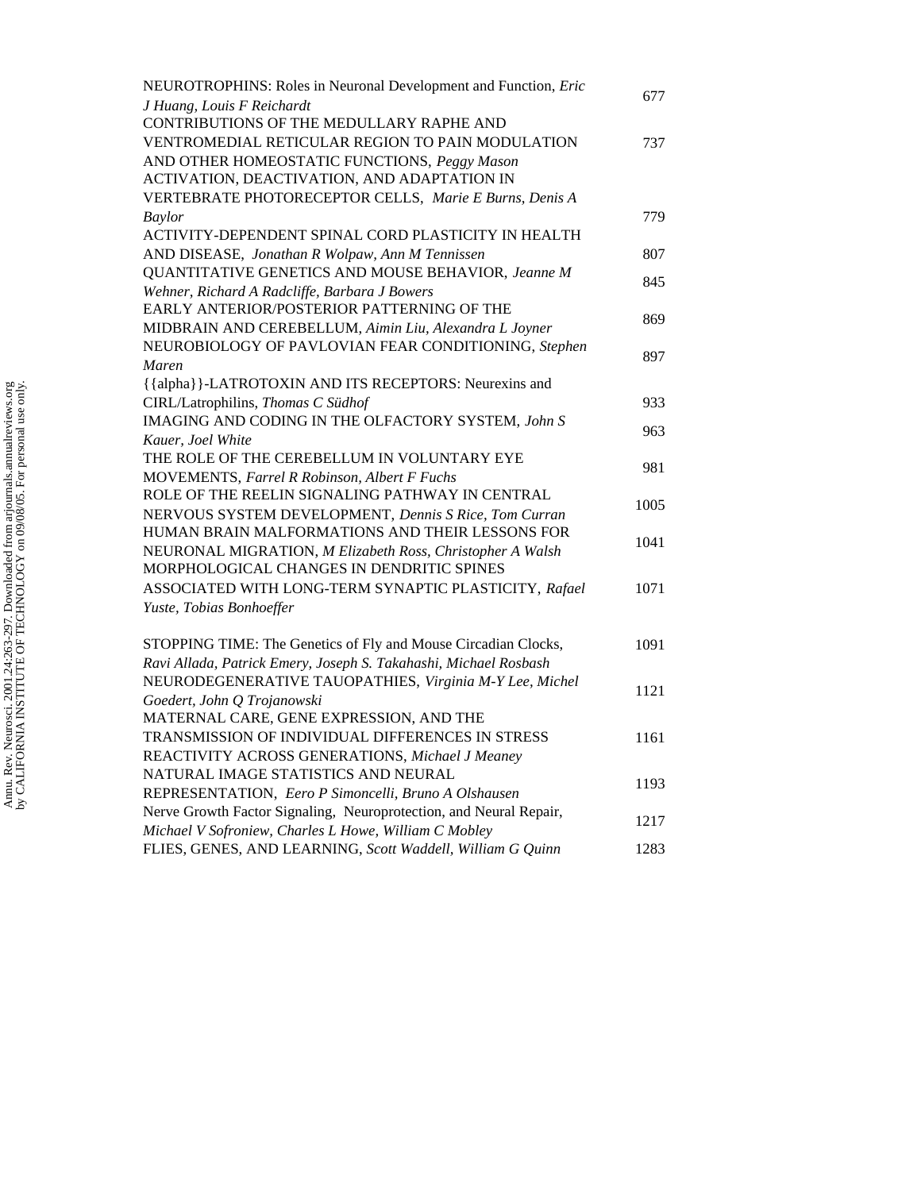| | |
|---|---|
| NEUROTROPHINS: Roles in Neuronal Development and Function, *Eric J Huang, Louis F Reichardt* | 677 |
| CONTRIBUTIONS OF THE MEDULLARY RAPHE AND VENTROMEDIAL RETICULAR REGION TO PAIN MODULATION AND OTHER HOMEOSTATIC FUNCTIONS, *Peggy Mason* | 737 |
| ACTIVATION, DEACTIVATION, AND ADAPTATION IN VERTEBRATE PHOTORECEPTOR CELLS, *Marie E Burns, Denis A Baylor* | 779 |
| ACTIVITY-DEPENDENT SPINAL CORD PLASTICITY IN HEALTH AND DISEASE, *Jonathan R Wolpaw, Ann M Tennissen* | 807 |
| QUANTITATIVE GENETICS AND MOUSE BEHAVIOR, *Jeanne M Wehner, Richard A Radcliffe, Barbara J Bowers* | 845 |
| EARLY ANTERIOR/POSTERIOR PATTERNING OF THE MIDBRAIN AND CEREBELLUM, *Aimin Liu, Alexandra L Joyner* | 869 |
| NEUROBIOLOGY OF PAVLOVIAN FEAR CONDITIONING, *Stephen Maren* | 897 |
| {{alpha}}-LATROTOXIN AND ITS RECEPTORS: Neurexins and CIRL/Latrophilins, *Thomas C Südhof* | 933 |
| IMAGING AND CODING IN THE OLFACTORY SYSTEM, *John S Kauer, Joel White* | 963 |
| THE ROLE OF THE CEREBELLUM IN VOLUNTARY EYE MOVEMENTS, *Farrel R Robinson, Albert F Fuchs* | 981 |
| ROLE OF THE REELIN SIGNALING PATHWAY IN CENTRAL NERVOUS SYSTEM DEVELOPMENT, *Dennis S Rice, Tom Curran* | 1005 |
| HUMAN BRAIN MALFORMATIONS AND THEIR LESSONS FOR NEURONAL MIGRATION, *M Elizabeth Ross, Christopher A Walsh* | 1041 |
| MORPHOLOGICAL CHANGES IN DENDRITIC SPINES ASSOCIATED WITH LONG-TERM SYNAPTIC PLASTICITY, *Rafael Yuste, Tobias Bonhoeffer* | 1071 |
| STOPPING TIME: The Genetics of Fly and Mouse Circadian Clocks, *Ravi Allada, Patrick Emery, Joseph S. Takahashi, Michael Rosbash* | 1091 |
| NEURODEGENERATIVE TAUOPATHIES, *Virginia M-Y Lee, Michel Goedert, John Q Trojanowski* | 1121 |
| MATERNAL CARE, GENE EXPRESSION, AND THE TRANSMISSION OF INDIVIDUAL DIFFERENCES IN STRESS REACTIVITY ACROSS GENERATIONS, *Michael J Meaney* | 1161 |
| NATURAL IMAGE STATISTICS AND NEURAL REPRESENTATION, *Eero P Simoncelli, Bruno A Olshausen* | 1193 |
| Nerve Growth Factor Signaling, Neuroprotection, and Neural Repair, *Michael V Sofroniew, Charles L Howe, William C Mobley* | 1217 |
| FLIES, GENES, AND LEARNING, *Scott Waddell, William G Quinn* | 1283 |